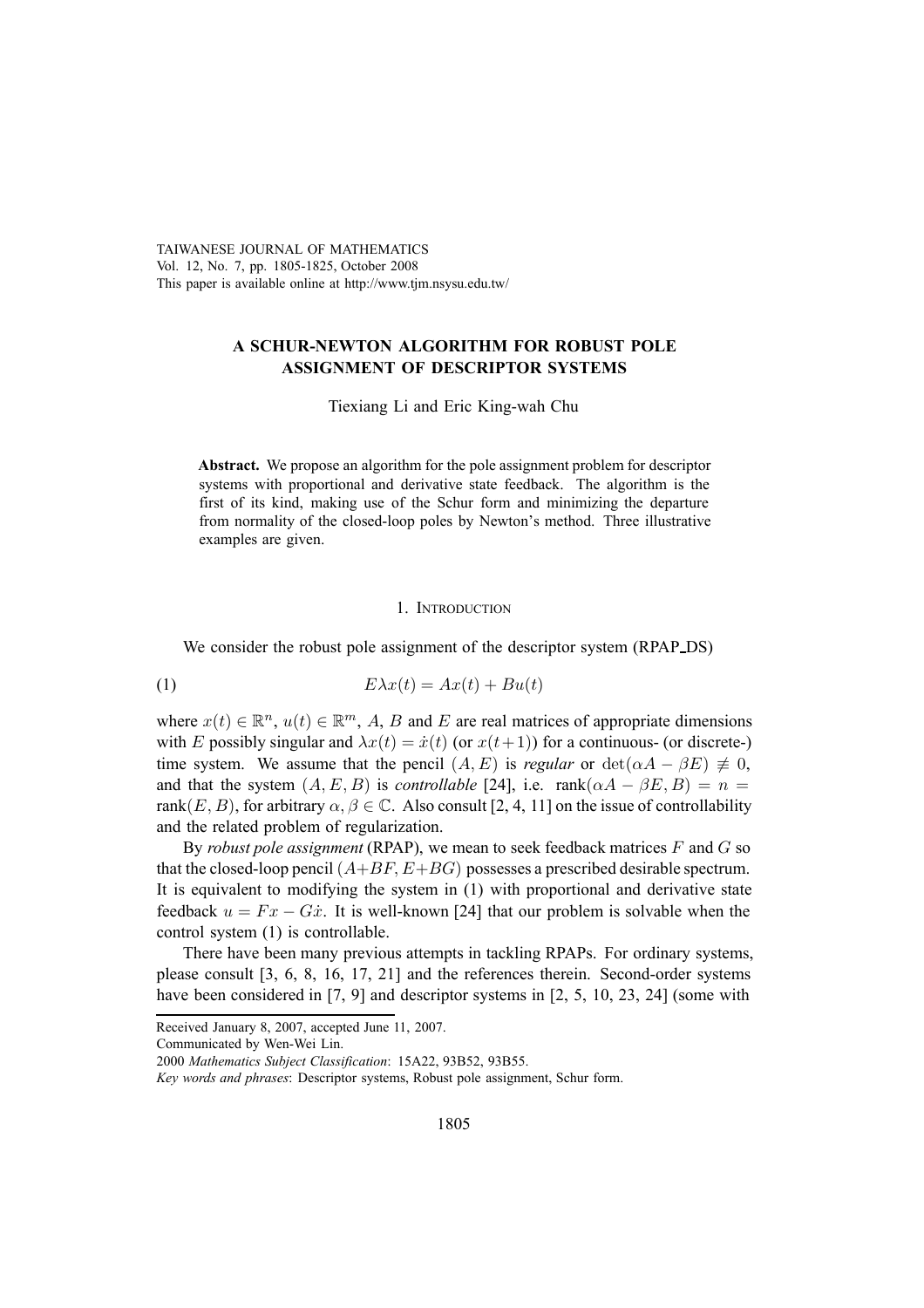# A SCHUR-NEWTON ALGORITHM FOR ROBUST POLE ASSIGNMENT OF DESCRIPTOR SYSTEMS

Tiexiang Li and Eric King-wah Chu

**Abstract.** We propose an algorithm for the pole assignment problem for descriptor systems with proportional and derivative state feedback. The algorithm is the first of its kind, making use of the Schur form and minimizing the departure from normality of the closed-loop poles by Newton's method. Three illustrative examples are given.

## 1. Introduction

We consider the robust pole assignment of the descriptor system (RPAP_DS)

$$E\lambda x(t) = Ax(t) + Bu(t) \tag{1}$$

where $x(t) \in \mathbb{R}^n$, $u(t) \in \mathbb{R}^m$, $A$, $B$ and $E$ are real matrices of appropriate dimensions with $E$ possibly singular and $\lambda x(t) = \dot{x}(t)$ (or $x(t+1)$) for a continuous- (or discrete-) time system. We assume that the pencil $(A, E)$ is *regular* or $\det(\alpha A - \beta E) \not\equiv 0$, and that the system $(A, E, B)$ is *controllable* [24], i.e. $\text{rank}(\alpha A - \beta E, B) = n = \text{rank}(E, B)$, for arbitrary $\alpha, \beta \in \mathbb{C}$. Also consult [2, 4, 11] on the issue of controllability and the related problem of regularization.

By *robust pole assignment* (RPAP), we mean to seek feedback matrices $F$ and $G$ so that the closed-loop pencil $(A+BF, E+BG)$ possesses a prescribed desirable spectrum. It is equivalent to modifying the system in (1) with proportional and derivative state feedback $u = Fx - G\dot{x}$. It is well-known [24] that our problem is solvable when the control system (1) is controllable.

There have been many previous attempts in tackling RPAPs. For ordinary systems, please consult [3, 6, 8, 16, 17, 21] and the references therein. Second-order systems have been considered in [7, 9] and descriptor systems in [2, 5, 10, 23, 24] (some with

---

Received January 8, 2007, accepted June 11, 2007.

Communicated by Wen-Wei Lin.

2000 *Mathematics Subject Classification*: 15A22, 93B52, 93B55.

*Key words and phrases*: Descriptor systems, Robust pole assignment, Schur form.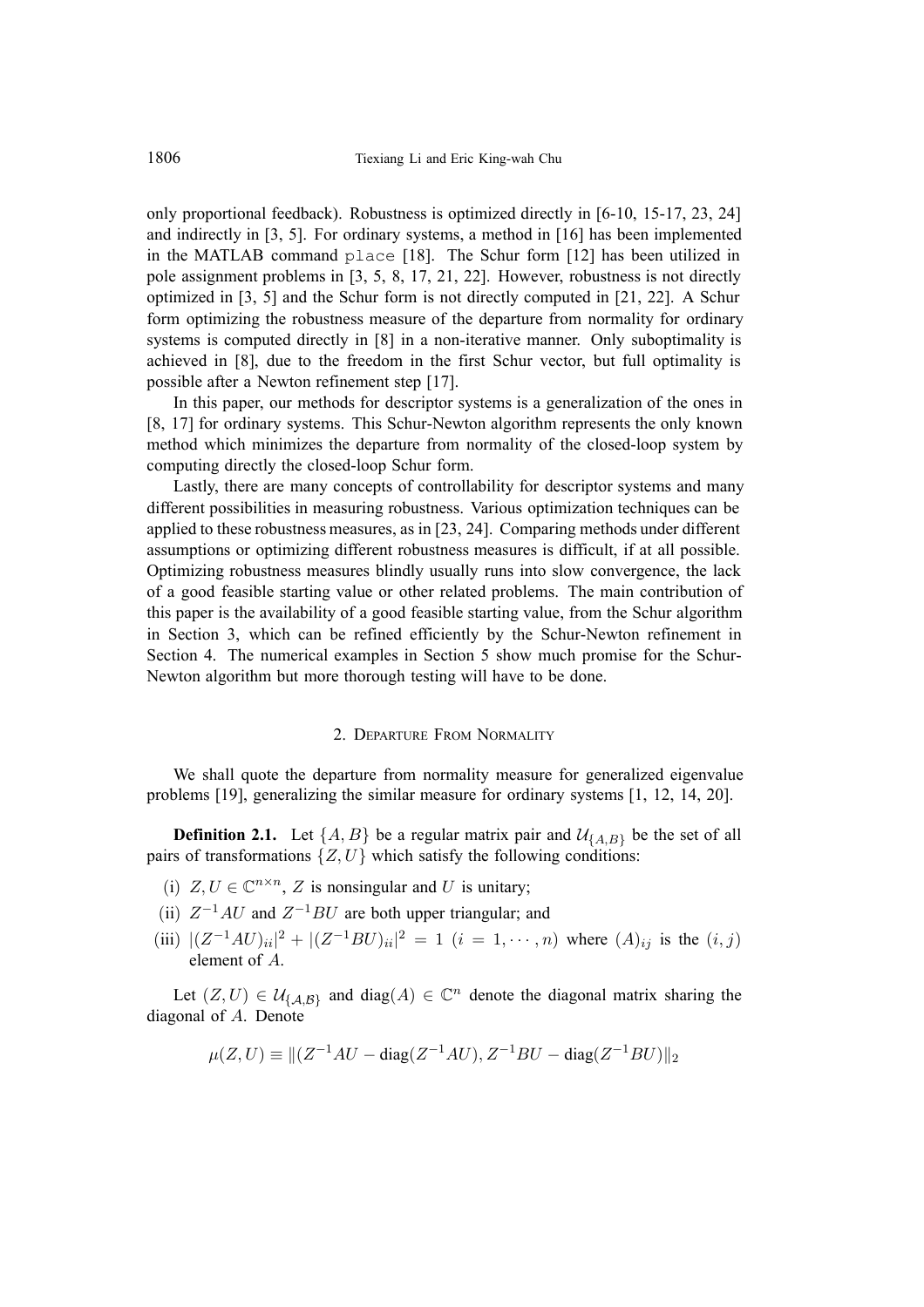only proportional feedback). Robustness is optimized directly in [6-10, 15-17, 23, 24] and indirectly in [3, 5]. For ordinary systems, a method in [16] has been implemented in the MATLAB command `place` [18]. The Schur form [12] has been utilized in pole assignment problems in [3, 5, 8, 17, 21, 22]. However, robustness is not directly optimized in [3, 5] and the Schur form is not directly computed in [21, 22]. A Schur form optimizing the robustness measure of the departure from normality for ordinary systems is computed directly in [8] in a non-iterative manner. Only suboptimality is achieved in [8], due to the freedom in the first Schur vector, but full optimality is possible after a Newton refinement step [17].

In this paper, our methods for descriptor systems is a generalization of the ones in [8, 17] for ordinary systems. This Schur-Newton algorithm represents the only known method which minimizes the departure from normality of the closed-loop system by computing directly the closed-loop Schur form.

Lastly, there are many concepts of controllability for descriptor systems and many different possibilities in measuring robustness. Various optimization techniques can be applied to these robustness measures, as in [23, 24]. Comparing methods under different assumptions or optimizing different robustness measures is difficult, if at all possible. Optimizing robustness measures blindly usually runs into slow convergence, the lack of a good feasible starting value or other related problems. The main contribution of this paper is the availability of a good feasible starting value, from the Schur algorithm in Section 3, which can be refined efficiently by the Schur-Newton refinement in Section 4. The numerical examples in Section 5 show much promise for the Schur-Newton algorithm but more thorough testing will have to be done.

## 2. Departure From Normality

We shall quote the departure from normality measure for generalized eigenvalue problems [19], generalizing the similar measure for ordinary systems [1, 12, 14, 20].

**Definition 2.1.** Let $\{A, B\}$ be a regular matrix pair and $\mathcal{U}_{\{A,B\}}$ be the set of all pairs of transformations $\{Z, U\}$ which satisfy the following conditions:

(i) $Z, U \in \mathbb{C}^{n\times n}$, $Z$ is nonsingular and $U$ is unitary;

(ii) $Z^{-1}AU$ and $Z^{-1}BU$ are both upper triangular; and

(iii) $|(Z^{-1}AU)_{ii}|^2 + |(Z^{-1}BU)_{ii}|^2 = 1$ $(i = 1, \cdots, n)$ where $(A)_{ij}$ is the $(i, j)$ element of $A$.

Let $(Z, U) \in \mathcal{U}_{\{\mathcal{A},\mathcal{B}\}}$ and $\text{diag}(A) \in \mathbb{C}^n$ denote the diagonal matrix sharing the diagonal of $A$. Denote

$$\mu(Z, U) \equiv \|(Z^{-1}AU - \text{diag}(Z^{-1}AU), Z^{-1}BU - \text{diag}(Z^{-1}BU)\|_2$$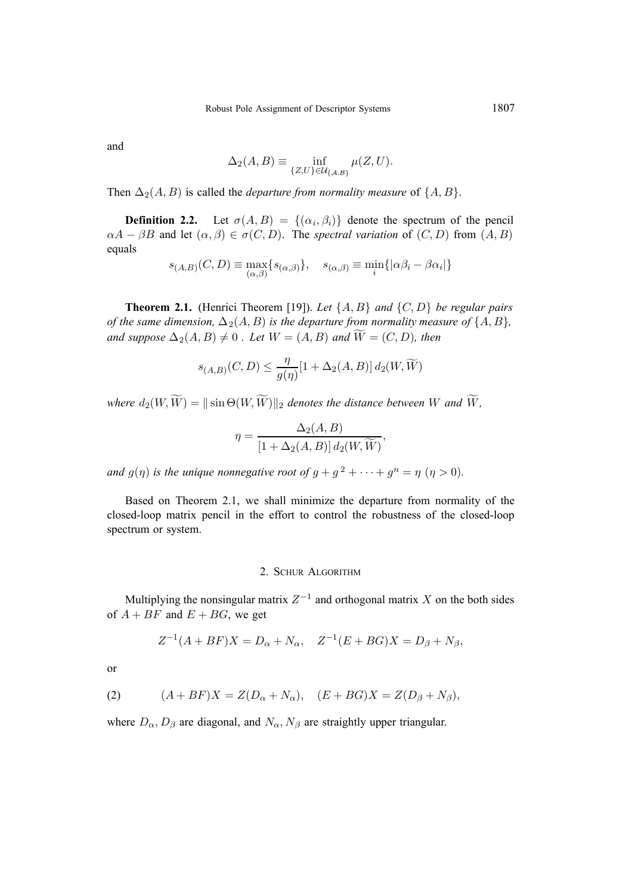and

$$\Delta_2(A, B) \equiv \inf_{\{Z,U\} \in \mathcal{U}_{\{\mathcal{A},\mathcal{B}\}}} \mu(Z, U).$$

Then $\Delta_2(A, B)$ is called the *departure from normality measure* of $\{A, B\}$.

**Definition 2.2.** Let $\sigma(A, B) = \{(\alpha_i, \beta_i)\}$ denote the spectrum of the pencil $\alpha A - \beta B$ and let $(\alpha, \beta) \in \sigma(C, D)$. The *spectral variation* of $(C, D)$ from $(A, B)$ equals

$$s_{(A,B)}(C, D) \equiv \max_{(\alpha,\beta)}\{s_{(\alpha,\beta)}\}, \quad s_{(\alpha,\beta)} \equiv \min_i\{|\alpha\beta_i - \beta\alpha_i|\}$$

**Theorem 2.1.** (Henrici Theorem [19]). *Let $\{A, B\}$ and $\{C, D\}$ be regular pairs of the same dimension, $\Delta_2(A, B)$ is the departure from normality measure of $\{A, B\}$, and suppose $\Delta_2(A, B) \neq 0$ . Let $W = (A, B)$ and $\widetilde{W} = (C, D)$, then*

$$s_{(A,B)}(C, D) \leq \frac{\eta}{g(\eta)}[1 + \Delta_2(A, B)]\, d_2(W, \widetilde{W})$$

*where $d_2(W, \widetilde{W}) = \| \sin \Theta(W, \widetilde{W})\|_2$ denotes the distance between $W$ and $\widetilde{W}$,*

$$\eta = \frac{\Delta_2(A, B)}{[1 + \Delta_2(A, B)]\, d_2(W, \widetilde{W})},$$

*and $g(\eta)$ is the unique nonnegative root of $g + g^2 + \cdots + g^n = \eta$ $(\eta > 0)$.*

Based on Theorem 2.1, we shall minimize the departure from normality of the closed-loop matrix pencil in the effort to control the robustness of the closed-loop spectrum or system.

## 2. Schur Algorithm

Multiplying the nonsingular matrix $Z^{-1}$ and orthogonal matrix $X$ on the both sides of $A + BF$ and $E + BG$, we get

$$Z^{-1}(A + BF)X = D_\alpha + N_\alpha, \quad Z^{-1}(E + BG)X = D_\beta + N_\beta,$$

or

$$(A + BF)X = Z(D_\alpha + N_\alpha), \quad (E + BG)X = Z(D_\beta + N_\beta), \tag{2}$$

where $D_\alpha, D_\beta$ are diagonal, and $N_\alpha, N_\beta$ are straightly upper triangular.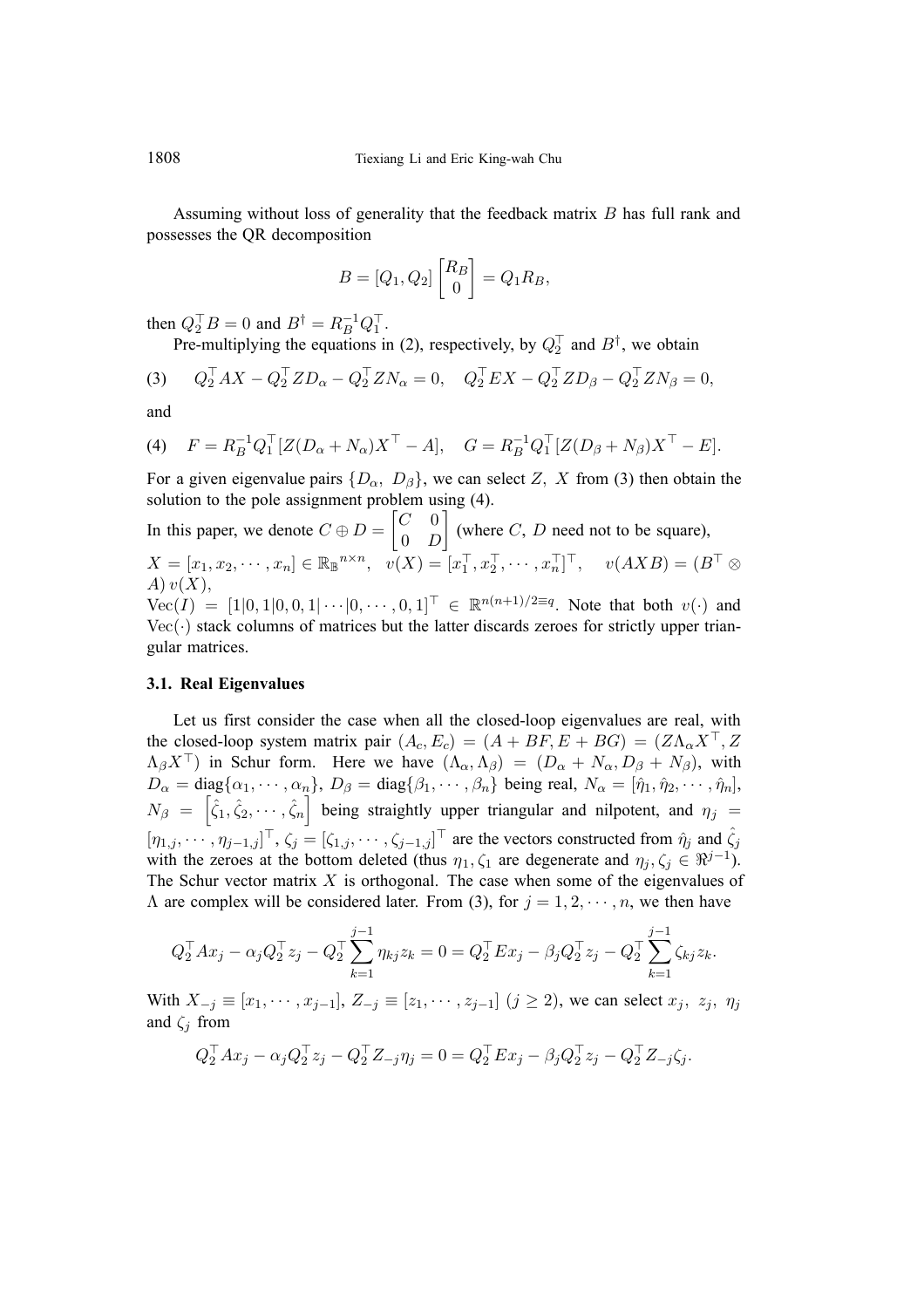Assuming without loss of generality that the feedback matrix $B$ has full rank and possesses the QR decomposition

$$B = [Q_1, Q_2]\begin{bmatrix} R_B \\ 0 \end{bmatrix} = Q_1 R_B,$$

then $Q_2^\top B = 0$ and $B^\dagger = R_B^{-1} Q_1^\top$.

Pre-multiplying the equations in (2), respectively, by $Q_2^\top$ and $B^\dagger$, we obtain

$$(3) \qquad Q_2^\top AX - Q_2^\top Z D_\alpha - Q_2^\top Z N_\alpha = 0, \quad Q_2^\top EX - Q_2^\top Z D_\beta - Q_2^\top Z N_\beta = 0,$$

and

$$(4) \quad F = R_B^{-1} Q_1^\top [Z(D_\alpha + N_\alpha)X^\top - A], \quad G = R_B^{-1} Q_1^\top [Z(D_\beta + N_\beta)X^\top - E].$$

For a given eigenvalue pairs $\{D_\alpha,\ D_\beta\}$, we can select $Z,\ X$ from (3) then obtain the solution to the pole assignment problem using (4).

In this paper, we denote $C \oplus D = \begin{bmatrix} C & 0 \\ 0 & D \end{bmatrix}$ (where $C,\ D$ need not to be square), $X = [x_1, x_2, \cdots, x_n] \in \mathbb{R}_{\mathbb{B}}^{n\times n}$, $\ v(X) = [x_1^\top, x_2^\top, \cdots, x_n^\top]^\top$, $\ v(AXB) = (B^\top \otimes A)\, v(X)$,

$\mathrm{Vec}(I) = [1|0, 1|0, 0, 1| \cdots |0, \cdots, 0, 1]^\top \in \mathbb{R}^{n(n+1)/2 \equiv q}$. Note that both $v(\cdot)$ and $\mathrm{Vec}(\cdot)$ stack columns of matrices but the latter discards zeroes for strictly upper triangular matrices.

### 3.1. Real Eigenvalues

Let us first consider the case when all the closed-loop eigenvalues are real, with the closed-loop system matrix pair $(A_c, E_c) = (A + BF, E + BG) = (Z\Lambda_\alpha X^\top, Z\Lambda_\beta X^\top)$ in Schur form. Here we have $(\Lambda_\alpha, \Lambda_\beta) = (D_\alpha + N_\alpha, D_\beta + N_\beta)$, with $D_\alpha = \mathrm{diag}\{\alpha_1, \cdots, \alpha_n\}$, $D_\beta = \mathrm{diag}\{\beta_1, \cdots, \beta_n\}$ being real, $N_\alpha = [\hat{\eta}_1, \hat{\eta}_2, \cdots, \hat{\eta}_n]$, $N_\beta = \left[\hat{\zeta}_1, \hat{\zeta}_2, \cdots, \hat{\zeta}_n\right]$ being straightly upper triangular and nilpotent, and $\eta_j = [\eta_{1,j}, \cdots, \eta_{j-1,j}]^\top$, $\zeta_j = [\zeta_{1,j}, \cdots, \zeta_{j-1,j}]^\top$ are the vectors constructed from $\hat{\eta}_j$ and $\hat{\zeta}_j$ with the zeroes at the bottom deleted (thus $\eta_1, \zeta_1$ are degenerate and $\eta_j, \zeta_j \in \Re^{j-1}$). The Schur vector matrix $X$ is orthogonal. The case when some of the eigenvalues of $\Lambda$ are complex will be considered later. From (3), for $j = 1, 2, \cdots, n$, we then have

$$Q_2^\top A x_j - \alpha_j Q_2^\top z_j - Q_2^\top \sum_{k=1}^{j-1} \eta_{kj} z_k = 0 = Q_2^\top E x_j - \beta_j Q_2^\top z_j - Q_2^\top \sum_{k=1}^{j-1} \zeta_{kj} z_k.$$

With $X_{-j} \equiv [x_1, \cdots, x_{j-1}]$, $Z_{-j} \equiv [z_1, \cdots, z_{j-1}]$ $(j \geq 2)$, we can select $x_j,\ z_j,\ \eta_j$ and $\zeta_j$ from

$$Q_2^\top A x_j - \alpha_j Q_2^\top z_j - Q_2^\top Z_{-j} \eta_j = 0 = Q_2^\top E x_j - \beta_j Q_2^\top z_j - Q_2^\top Z_{-j} \zeta_j.$$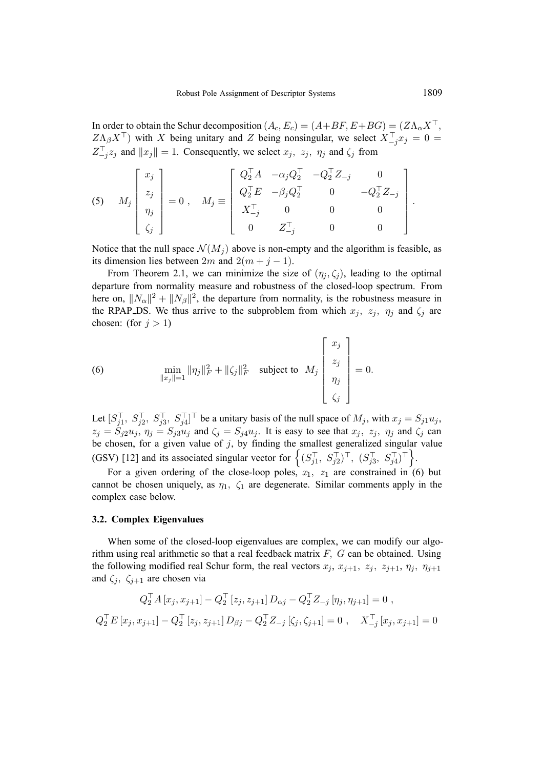In order to obtain the Schur decomposition $(A_c, E_c) = (A+BF, E+BG) = (Z\Lambda_\alpha X^\top, Z\Lambda_\beta X^\top)$ with $X$ being unitary and $Z$ being nonsingular, we select $X_{-j}^\top x_j = 0 = Z_{-j}^\top z_j$ and $\|x_j\| = 1$. Consequently, we select $x_j,\ z_j,\ \eta_j$ and $\zeta_j$ from

$$
(5) \qquad M_j \begin{bmatrix} x_j \\ z_j \\ \eta_j \\ \zeta_j \end{bmatrix} = 0 \ , \quad M_j \equiv \begin{bmatrix} Q_2^\top A & -\alpha_j Q_2^\top & -Q_2^\top Z_{-j} & 0 \\ Q_2^\top E & -\beta_j Q_2^\top & 0 & -Q_2^\top Z_{-j} \\ X_{-j}^\top & 0 & 0 & 0 \\ 0 & Z_{-j}^\top & 0 & 0 \end{bmatrix}.
$$

Notice that the null space $\mathcal{N}(M_j)$ above is non-empty and the algorithm is feasible, as its dimension lies between $2m$ and $2(m+j-1)$.

From Theorem 2.1, we can minimize the size of $(\eta_j, \zeta_j)$, leading to the optimal departure from normality measure and robustness of the closed-loop spectrum. From here on, $\|N_\alpha\|^2 + \|N_\beta\|^2$, the departure from normality, is the robustness measure in the RPAP_DS. We thus arrive to the subproblem from which $x_j,\ z_j,\ \eta_j$ and $\zeta_j$ are chosen: (for $j > 1$)

$$
(6) \qquad \min_{\|x_j\|=1} \|\eta_j\|_F^2 + \|\zeta_j\|_F^2 \quad \text{subject to} \quad M_j \begin{bmatrix} x_j \\ z_j \\ \eta_j \\ \zeta_j \end{bmatrix} = 0.
$$

Let $[S_{j1}^\top,\ S_{j2}^\top,\ S_{j3}^\top,\ S_{j4}^\top]^\top$ be a unitary basis of the null space of $M_j$, with $x_j = S_{j1}u_j$, $z_j = S_{j2}u_j$, $\eta_j = S_{j3}u_j$ and $\zeta_j = S_{j4}u_j$. It is easy to see that $x_j,\ z_j,\ \eta_j$ and $\zeta_j$ can be chosen, for a given value of $j$, by finding the smallest generalized singular value (GSV) [12] and its associated singular vector for $\left\{(S_{j1}^\top,\ S_{j2}^\top)^\top,\ (S_{j3}^\top,\ S_{j4}^\top)^\top\right\}$.

For a given ordering of the close-loop poles, $x_1,\ z_1$ are constrained in (6) but cannot be chosen uniquely, as $\eta_1,\ \zeta_1$ are degenerate. Similar comments apply in the complex case below.

### 3.2. Complex Eigenvalues

When some of the closed-loop eigenvalues are complex, we can modify our algorithm using real arithmetic so that a real feedback matrix $F,\ G$ can be obtained. Using the following modified real Schur form, the real vectors $x_j,\ x_{j+1},\ z_j,\ z_{j+1},\ \eta_j,\ \eta_{j+1}$ and $\zeta_j,\ \zeta_{j+1}$ are chosen via

$$
Q_2^\top A\,[x_j, x_{j+1}] - Q_2^\top\,[z_j, z_{j+1}]\,D_{\alpha j} - Q_2^\top Z_{-j}\,[\eta_j, \eta_{j+1}] = 0 \ ,
$$

$$
Q_2^\top E\,[x_j, x_{j+1}] - Q_2^\top\,[z_j, z_{j+1}]\,D_{\beta j} - Q_2^\top Z_{-j}\,[\zeta_j, \zeta_{j+1}] = 0 \ , \quad X_{-j}^\top\,[x_j, x_{j+1}] = 0
$$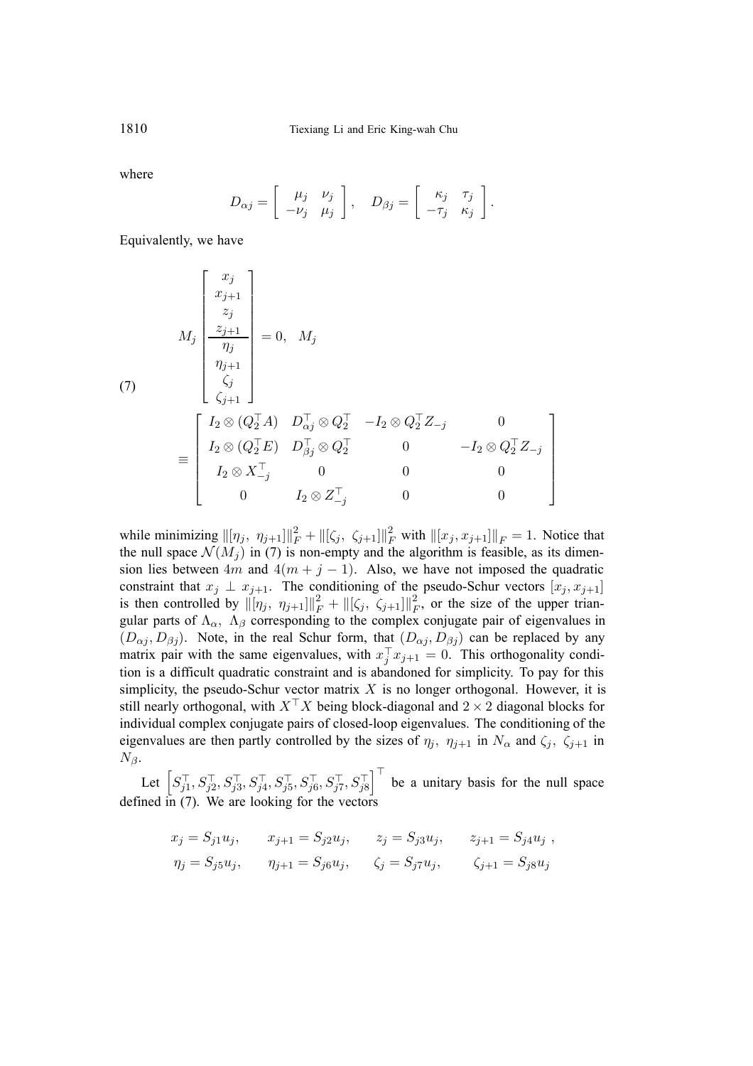where

$$D_{\alpha j} = \begin{bmatrix} \mu_j & \nu_j \\ -\nu_j & \mu_j \end{bmatrix}, \quad D_{\beta j} = \begin{bmatrix} \kappa_j & \tau_j \\ -\tau_j & \kappa_j \end{bmatrix}.$$

Equivalently, we have

$$M_j \left[\begin{array}{c} x_j \\ x_{j+1} \\ z_j \\ z_{j+1} \\ \hline \eta_j \\ \eta_{j+1} \\ \zeta_j \\ \zeta_{j+1} \end{array}\right] = 0, \quad M_j \tag{7}$$

$$\equiv \begin{bmatrix} I_2 \otimes (Q_2^\top A) & D_{\alpha j}^\top \otimes Q_2^\top & -I_2 \otimes Q_2^\top Z_{-j} & 0 \\ I_2 \otimes (Q_2^\top E) & D_{\beta j}^\top \otimes Q_2^\top & 0 & -I_2 \otimes Q_2^\top Z_{-j} \\ I_2 \otimes X_{-j}^\top & 0 & 0 & 0 \\ 0 & I_2 \otimes Z_{-j}^\top & 0 & 0 \end{bmatrix}$$

while minimizing $\|[\eta_j,\ \eta_{j+1}]\|_F^2 + \|[\zeta_j,\ \zeta_{j+1}]\|_F^2$ with $\|[x_j, x_{j+1}]\|_F = 1$. Notice that the null space $\mathcal{N}(M_j)$ in (7) is non-empty and the algorithm is feasible, as its dimension lies between $4m$ and $4(m+j-1)$. Also, we have not imposed the quadratic constraint that $x_j \perp x_{j+1}$. The conditioning of the pseudo-Schur vectors $[x_j, x_{j+1}]$ is then controlled by $\|[\eta_j,\ \eta_{j+1}]\|_F^2 + \|[\zeta_j,\ \zeta_{j+1}]\|_F^2$, or the size of the upper triangular parts of $\Lambda_\alpha,\ \Lambda_\beta$ corresponding to the complex conjugate pair of eigenvalues in $(D_{\alpha j}, D_{\beta j})$. Note, in the real Schur form, that $(D_{\alpha j}, D_{\beta j})$ can be replaced by any matrix pair with the same eigenvalues, with $x_j^\top x_{j+1} = 0$. This orthogonality condition is a difficult quadratic constraint and is abandoned for simplicity. To pay for this simplicity, the pseudo-Schur vector matrix $X$ is no longer orthogonal. However, it is still nearly orthogonal, with $X^\top X$ being block-diagonal and $2 \times 2$ diagonal blocks for individual complex conjugate pairs of closed-loop eigenvalues. The conditioning of the eigenvalues are then partly controlled by the sizes of $\eta_j,\ \eta_{j+1}$ in $N_\alpha$ and $\zeta_j,\ \zeta_{j+1}$ in $N_\beta$.

Let $\left[S_{j1}^\top, S_{j2}^\top, S_{j3}^\top, S_{j4}^\top, S_{j5}^\top, S_{j6}^\top, S_{j7}^\top, S_{j8}^\top\right]^\top$ be a unitary basis for the null space defined in (7). We are looking for the vectors

$$x_j = S_{j1}u_j, \qquad x_{j+1} = S_{j2}u_j, \qquad z_j = S_{j3}u_j, \qquad z_{j+1} = S_{j4}u_j\ ,$$
$$\eta_j = S_{j5}u_j, \qquad \eta_{j+1} = S_{j6}u_j, \qquad \zeta_j = S_{j7}u_j, \qquad \zeta_{j+1} = S_{j8}u_j$$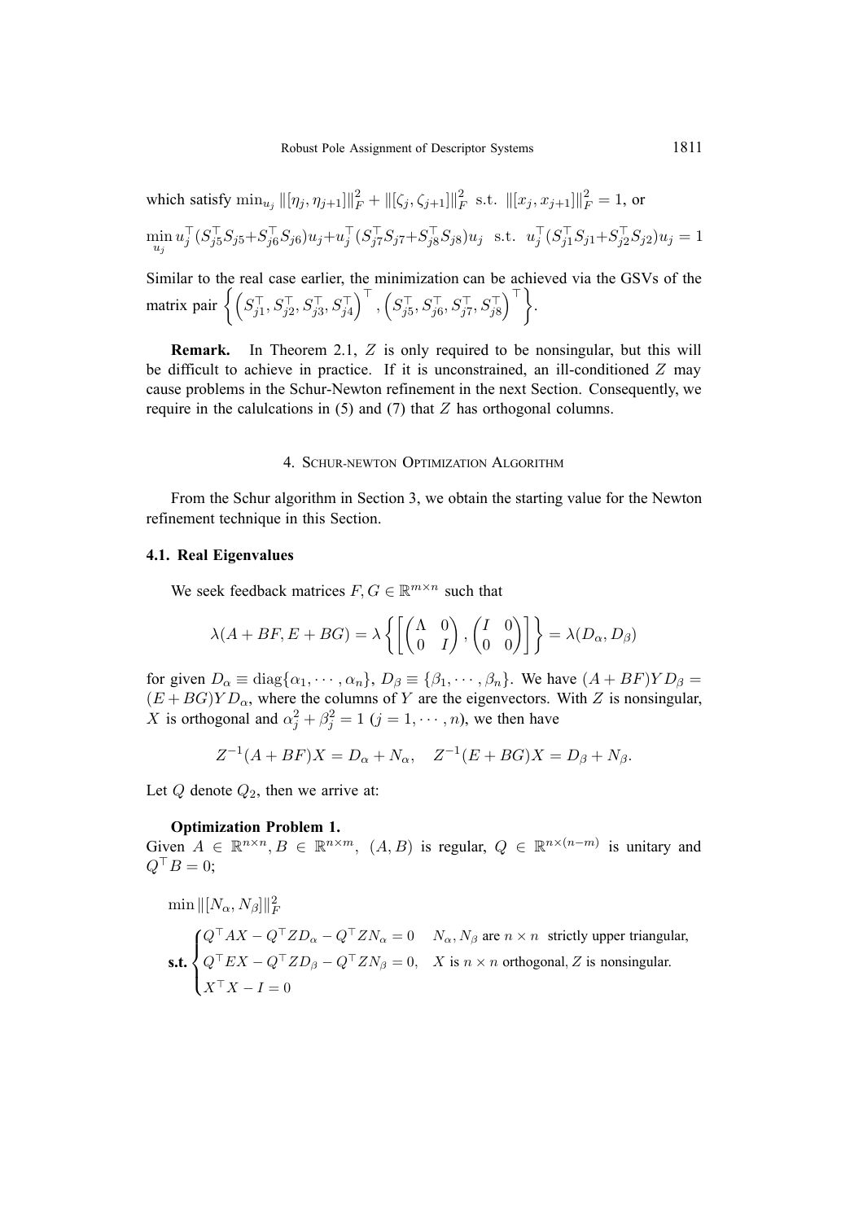which satisfy $\min_{u_j} \|[\eta_j, \eta_{j+1}]\|_F^2 + \|[\zeta_j, \zeta_{j+1}]\|_F^2$ s.t. $\|[x_j, x_{j+1}]\|_F^2 = 1$, or

$$\min_{u_j} u_j^\top (S_{j5}^\top S_{j5} + S_{j6}^\top S_{j6}) u_j + u_j^\top (S_{j7}^\top S_{j7} + S_{j8}^\top S_{j8}) u_j \quad \text{s.t.} \quad u_j^\top (S_{j1}^\top S_{j1} + S_{j2}^\top S_{j2}) u_j = 1$$

Similar to the real case earlier, the minimization can be achieved via the GSVs of the matrix pair $\left\{ \left( S_{j1}^\top, S_{j2}^\top, S_{j3}^\top, S_{j4}^\top \right)^\top, \left( S_{j5}^\top, S_{j6}^\top, S_{j7}^\top, S_{j8}^\top \right)^\top \right\}$.

**Remark.** In Theorem 2.1, $Z$ is only required to be nonsingular, but this will be difficult to achieve in practice. If it is unconstrained, an ill-conditioned $Z$ may cause problems in the Schur-Newton refinement in the next Section. Consequently, we require in the calulcations in (5) and (7) that $Z$ has orthogonal columns.

## 4. Schur-newton Optimization Algorithm

From the Schur algorithm in Section 3, we obtain the starting value for the Newton refinement technique in this Section.

### 4.1. Real Eigenvalues

We seek feedback matrices $F, G \in \mathbb{R}^{m \times n}$ such that

$$\lambda(A + BF, E + BG) = \lambda \left\{ \left[ \begin{pmatrix} \Lambda & 0 \\ 0 & I \end{pmatrix}, \begin{pmatrix} I & 0 \\ 0 & 0 \end{pmatrix} \right] \right\} = \lambda(D_\alpha, D_\beta)$$

for given $D_\alpha \equiv \text{diag}\{\alpha_1, \cdots, \alpha_n\}$, $D_\beta \equiv \{\beta_1, \cdots, \beta_n\}$. We have $(A + BF)YD_\beta = (E + BG)YD_\alpha$, where the columns of $Y$ are the eigenvectors. With $Z$ is nonsingular, $X$ is orthogonal and $\alpha_j^2 + \beta_j^2 = 1$ $(j = 1, \cdots, n)$, we then have

$$Z^{-1}(A + BF)X = D_\alpha + N_\alpha, \quad Z^{-1}(E + BG)X = D_\beta + N_\beta.$$

Let $Q$ denote $Q_2$, then we arrive at:

**Optimization Problem 1.**
Given $A \in \mathbb{R}^{n \times n}, B \in \mathbb{R}^{n \times m}$, $(A, B)$ is regular, $Q \in \mathbb{R}^{n \times (n-m)}$ is unitary and $Q^\top B = 0$;

$$\min \|[N_\alpha, N_\beta]\|_F^2$$

$$\textbf{s.t.} \begin{cases} Q^\top AX - Q^\top Z D_\alpha - Q^\top Z N_\alpha = 0 & N_\alpha, N_\beta \text{ are } n \times n \text{ strictly upper triangular}, \\ Q^\top EX - Q^\top Z D_\beta - Q^\top Z N_\beta = 0, & X \text{ is } n \times n \text{ orthogonal}, Z \text{ is nonsingular.} \\ X^\top X - I = 0 & \end{cases}$$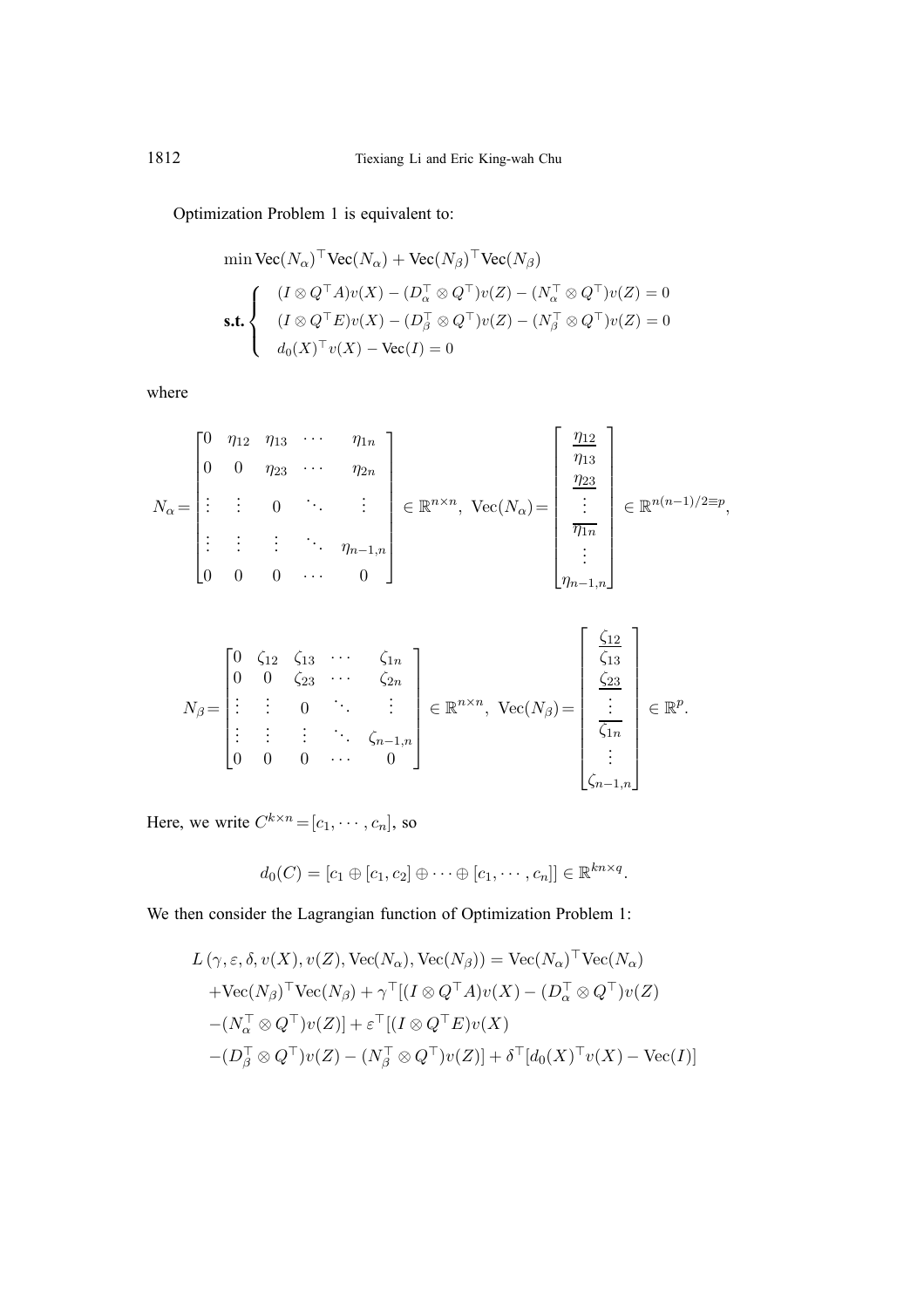Optimization Problem 1 is equivalent to:

$$
\min \text{Vec}(N_\alpha)^\top \text{Vec}(N_\alpha) + \text{Vec}(N_\beta)^\top \text{Vec}(N_\beta)
$$

$$
\textbf{s.t.} \begin{cases} (I \otimes Q^\top A)v(X) - (D_\alpha^\top \otimes Q^\top)v(Z) - (N_\alpha^\top \otimes Q^\top)v(Z) = 0 \\ (I \otimes Q^\top E)v(X) - (D_\beta^\top \otimes Q^\top)v(Z) - (N_\beta^\top \otimes Q^\top)v(Z) = 0 \\ d_0(X)^\top v(X) - \text{Vec}(I) = 0 \end{cases}
$$

where

$$
N_\alpha = \begin{bmatrix} 0 & \eta_{12} & \eta_{13} & \cdots & \eta_{1n} \\ 0 & 0 & \eta_{23} & \cdots & \eta_{2n} \\ \vdots & \vdots & 0 & \ddots & \vdots \\ \vdots & \vdots & \vdots & \ddots & \eta_{n-1,n} \\ 0 & 0 & 0 & \cdots & 0 \end{bmatrix} \in \mathbb{R}^{n\times n},\ \text{Vec}(N_\alpha) = \begin{bmatrix} \underline{\eta_{12}} \\ \eta_{13} \\ \underline{\eta_{23}} \\ \vdots \\ \overline{\eta_{1n}} \\ \vdots \\ \eta_{n-1,n} \end{bmatrix} \in \mathbb{R}^{n(n-1)/2 \equiv p},
$$

$$
N_\beta = \begin{bmatrix} 0 & \zeta_{12} & \zeta_{13} & \cdots & \zeta_{1n} \\ 0 & 0 & \zeta_{23} & \cdots & \zeta_{2n} \\ \vdots & \vdots & 0 & \ddots & \vdots \\ \vdots & \vdots & \vdots & \ddots & \zeta_{n-1,n} \\ 0 & 0 & 0 & \cdots & 0 \end{bmatrix} \in \mathbb{R}^{n\times n},\ \text{Vec}(N_\beta) = \begin{bmatrix} \underline{\zeta_{12}} \\ \zeta_{13} \\ \underline{\zeta_{23}} \\ \vdots \\ \overline{\zeta_{1n}} \\ \vdots \\ \zeta_{n-1,n} \end{bmatrix} \in \mathbb{R}^{p}.
$$

Here, we write $C^{k\times n} = [c_1, \cdots, c_n]$, so

$$
d_0(C) = [c_1 \oplus [c_1, c_2] \oplus \cdots \oplus [c_1, \cdots, c_n]] \in \mathbb{R}^{kn\times q}.
$$

We then consider the Lagrangian function of Optimization Problem 1:

$$
\begin{aligned}
&L\left(\gamma, \varepsilon, \delta, v(X), v(Z), \text{Vec}(N_\alpha), \text{Vec}(N_\beta)\right) = \text{Vec}(N_\alpha)^\top \text{Vec}(N_\alpha) \\
&\quad + \text{Vec}(N_\beta)^\top \text{Vec}(N_\beta) + \gamma^\top[(I \otimes Q^\top A)v(X) - (D_\alpha^\top \otimes Q^\top)v(Z) \\
&\quad - (N_\alpha^\top \otimes Q^\top)v(Z)] + \varepsilon^\top[(I \otimes Q^\top E)v(X) \\
&\quad - (D_\beta^\top \otimes Q^\top)v(Z) - (N_\beta^\top \otimes Q^\top)v(Z)] + \delta^\top[d_0(X)^\top v(X) - \text{Vec}(I)]
\end{aligned}
$$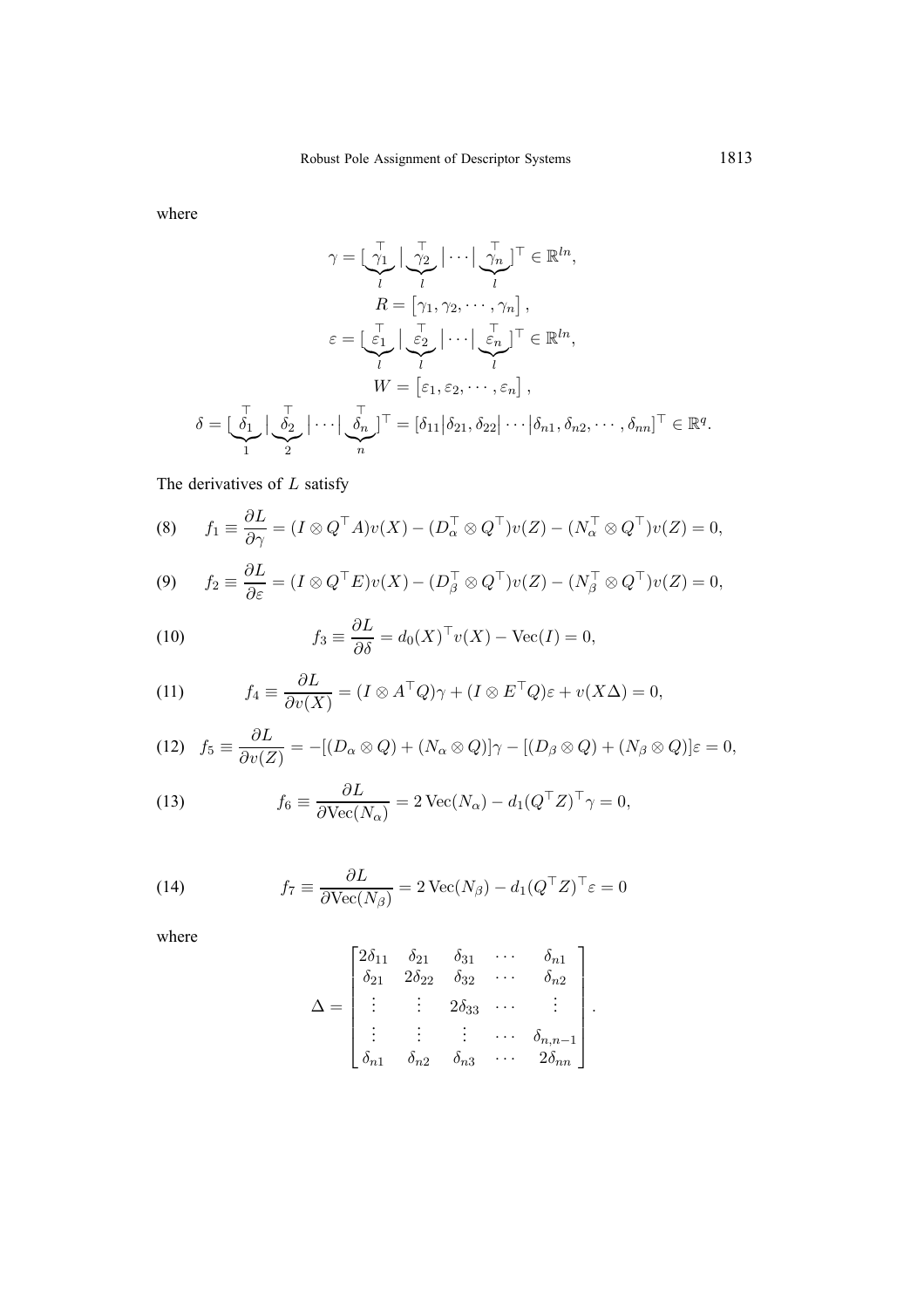where

$$
\gamma = [\underbrace{\gamma_1^\top}_{l} \,|\, \underbrace{\gamma_2^\top}_{l} \,|\, \cdots \,|\, \underbrace{\gamma_n^\top}_{l}]^\top \in \mathbb{R}^{ln},
$$

$$
R = [\gamma_1, \gamma_2, \cdots, \gamma_n],
$$

$$
\varepsilon = [\underbrace{\varepsilon_1^\top}_{l} \,|\, \underbrace{\varepsilon_2^\top}_{l} \,|\, \cdots \,|\, \underbrace{\varepsilon_n^\top}_{l}]^\top \in \mathbb{R}^{ln},
$$

$$
W = [\varepsilon_1, \varepsilon_2, \cdots, \varepsilon_n],
$$

$$
\delta = [\underbrace{\delta_1^\top}_{1} \,|\, \underbrace{\delta_2^\top}_{2} \,|\, \cdots \,|\, \underbrace{\delta_n^\top}_{n}]^\top = [\delta_{11} | \delta_{21}, \delta_{22} | \cdots | \delta_{n1}, \delta_{n2}, \cdots, \delta_{nn}]^\top \in \mathbb{R}^q.
$$

The derivatives of $L$ satisfy

$$
f_1 \equiv \frac{\partial L}{\partial \gamma} = (I \otimes Q^\top A)v(X) - (D_\alpha^\top \otimes Q^\top)v(Z) - (N_\alpha^\top \otimes Q^\top)v(Z) = 0, \tag{8}
$$

$$
f_2 \equiv \frac{\partial L}{\partial \varepsilon} = (I \otimes Q^\top E)v(X) - (D_\beta^\top \otimes Q^\top)v(Z) - (N_\beta^\top \otimes Q^\top)v(Z) = 0, \tag{9}
$$

$$
f_3 \equiv \frac{\partial L}{\partial \delta} = d_0(X)^\top v(X) - \mathrm{Vec}(I) = 0, \tag{10}
$$

$$
f_4 \equiv \frac{\partial L}{\partial v(X)} = (I \otimes A^\top Q)\gamma + (I \otimes E^\top Q)\varepsilon + v(X\Delta) = 0, \tag{11}
$$

$$
f_5 \equiv \frac{\partial L}{\partial v(Z)} = -[(D_\alpha \otimes Q) + (N_\alpha \otimes Q)]\gamma - [(D_\beta \otimes Q) + (N_\beta \otimes Q)]\varepsilon = 0, \tag{12}
$$

$$
f_6 \equiv \frac{\partial L}{\partial \mathrm{Vec}(N_\alpha)} = 2\,\mathrm{Vec}(N_\alpha) - d_1(Q^\top Z)^\top \gamma = 0, \tag{13}
$$

$$
f_7 \equiv \frac{\partial L}{\partial \mathrm{Vec}(N_\beta)} = 2\,\mathrm{Vec}(N_\beta) - d_1(Q^\top Z)^\top \varepsilon = 0 \tag{14}
$$

where

$$
\Delta = \begin{bmatrix}
2\delta_{11} & \delta_{21} & \delta_{31} & \cdots & \delta_{n1} \\
\delta_{21} & 2\delta_{22} & \delta_{32} & \cdots & \delta_{n2} \\
\vdots & \vdots & 2\delta_{33} & \cdots & \vdots \\
\vdots & \vdots & \vdots & \cdots & \delta_{n,n-1} \\
\delta_{n1} & \delta_{n2} & \delta_{n3} & \cdots & 2\delta_{nn}
\end{bmatrix}.
$$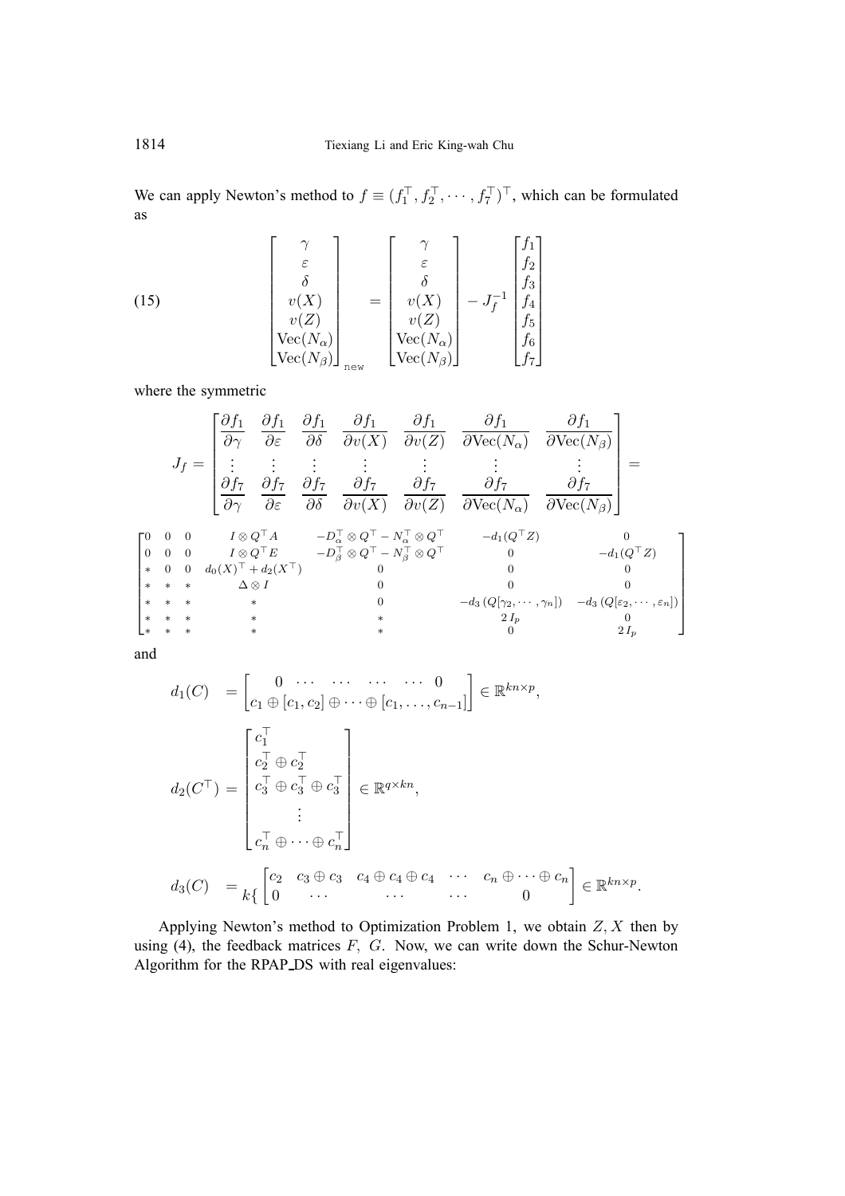We can apply Newton's method to $f \equiv (f_1^\top, f_2^\top, \cdots, f_7^\top)^\top$, which can be formulated as

$$
\begin{bmatrix} \gamma \\ \varepsilon \\ \delta \\ v(X) \\ v(Z) \\ \mathrm{Vec}(N_\alpha) \\ \mathrm{Vec}(N_\beta) \end{bmatrix}_{\texttt{new}} = \begin{bmatrix} \gamma \\ \varepsilon \\ \delta \\ v(X) \\ v(Z) \\ \mathrm{Vec}(N_\alpha) \\ \mathrm{Vec}(N_\beta) \end{bmatrix} - J_f^{-1} \begin{bmatrix} f_1 \\ f_2 \\ f_3 \\ f_4 \\ f_5 \\ f_6 \\ f_7 \end{bmatrix} \tag{15}
$$

where the symmetric

$$
J_f = \begin{bmatrix} \dfrac{\partial f_1}{\partial \gamma} & \dfrac{\partial f_1}{\partial \varepsilon} & \dfrac{\partial f_1}{\partial \delta} & \dfrac{\partial f_1}{\partial v(X)} & \dfrac{\partial f_1}{\partial v(Z)} & \dfrac{\partial f_1}{\partial \mathrm{Vec}(N_\alpha)} & \dfrac{\partial f_1}{\partial \mathrm{Vec}(N_\beta)} \\ \vdots & \vdots & \vdots & \vdots & \vdots & \vdots & \vdots \\ \dfrac{\partial f_7}{\partial \gamma} & \dfrac{\partial f_7}{\partial \varepsilon} & \dfrac{\partial f_7}{\partial \delta} & \dfrac{\partial f_7}{\partial v(X)} & \dfrac{\partial f_7}{\partial v(Z)} & \dfrac{\partial f_7}{\partial \mathrm{Vec}(N_\alpha)} & \dfrac{\partial f_7}{\partial \mathrm{Vec}(N_\beta)} \end{bmatrix} =
$$

$$
\begin{bmatrix}
0 & 0 & 0 & I \otimes Q^\top A & -D_\alpha^\top \otimes Q^\top - N_\alpha^\top \otimes Q^\top & -d_1(Q^\top Z) & 0 \\
0 & 0 & 0 & I \otimes Q^\top E & -D_\beta^\top \otimes Q^\top - N_\beta^\top \otimes Q^\top & 0 & -d_1(Q^\top Z) \\
* & 0 & 0 & d_0(X)^\top + d_2(X^\top) & 0 & 0 & 0 \\
* & * & * & \Delta \otimes I & 0 & 0 & 0 \\
* & * & * & * & 0 & -d_3\left(Q[\gamma_2, \cdots, \gamma_n]\right) & -d_3\left(Q[\varepsilon_2, \cdots, \varepsilon_n]\right) \\
* & * & * & * & * & 2\,I_p & 0 \\
* & * & * & * & * & 0 & 2\,I_p
\end{bmatrix}
$$

and

$$
d_1(C) = \begin{bmatrix} 0 & \cdots & \cdots & \cdots & \cdots & 0 \\ \multicolumn{6}{c}{c_1 \oplus [c_1, c_2] \oplus \cdots \oplus [c_1, \ldots, c_{n-1}]} \end{bmatrix} \in \mathbb{R}^{kn \times p},
$$

$$
d_2(C^\top) = \begin{bmatrix} c_1^\top \\ c_2^\top \oplus c_2^\top \\ c_3^\top \oplus c_3^\top \oplus c_3^\top \\ \vdots \\ c_n^\top \oplus \cdots \oplus c_n^\top \end{bmatrix} \in \mathbb{R}^{q \times kn},
$$

$$
d_3(C) = {}_{k\{}\begin{bmatrix} c_2 & c_3 \oplus c_3 & c_4 \oplus c_4 \oplus c_4 & \cdots & c_n \oplus \cdots \oplus c_n \\ 0 & \cdots & \cdots & \cdots & 0 \end{bmatrix} \in \mathbb{R}^{kn \times p}.
$$

Applying Newton's method to Optimization Problem 1, we obtain $Z, X$ then by using (4), the feedback matrices $F$, $G$. Now, we can write down the Schur-Newton Algorithm for the RPAP_DS with real eigenvalues: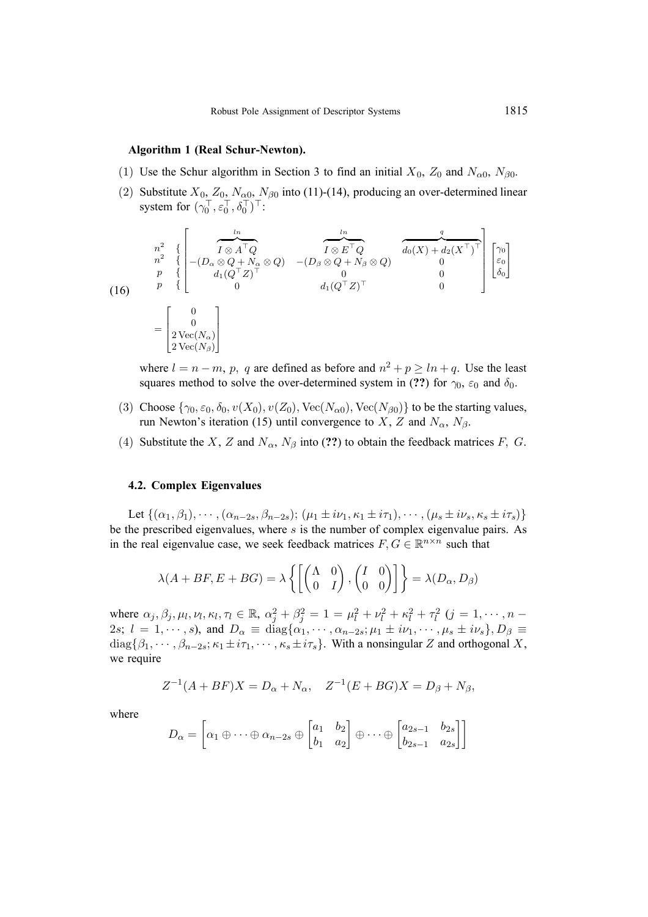**Algorithm 1 (Real Schur-Newton).**

(1) Use the Schur algorithm in Section 3 to find an initial $X_0$, $Z_0$ and $N_{\alpha 0}$, $N_{\beta 0}$.

(2) Substitute $X_0$, $Z_0$, $N_{\alpha 0}$, $N_{\beta 0}$ into (11)-(14), producing an over-determined linear system for $(\gamma_0^\top, \varepsilon_0^\top, \delta_0^\top)^\top$:

$$
(16)\quad
\begin{array}{c} n^2 \ \{ \\ n^2 \ \{ \\ p \ \{ \\ p \ \{ \end{array}
\begin{bmatrix}
\overbrace{I \otimes A^\top Q}^{ln} & \overbrace{I \otimes E^\top Q}^{ln} & \overbrace{d_0(X) + d_2(X^\top)^\top}^{q} \\
-(D_\alpha \otimes Q + N_\alpha \otimes Q) & -(D_\beta \otimes Q + N_\beta \otimes Q) & 0 \\
d_1(Q^\top Z)^\top & 0 & 0 \\
0 & d_1(Q^\top Z)^\top & 0
\end{bmatrix}
\begin{bmatrix} \gamma_0 \\ \varepsilon_0 \\ \delta_0 \end{bmatrix}
=
\begin{bmatrix} 0 \\ 0 \\ 2\,\mathrm{Vec}(N_\alpha) \\ 2\,\mathrm{Vec}(N_\beta) \end{bmatrix}
$$

where $l = n - m$, $p$, $q$ are defined as before and $n^2 + p \geq ln + q$. Use the least squares method to solve the over-determined system in (**??**) for $\gamma_0$, $\varepsilon_0$ and $\delta_0$.

(3) Choose $\{\gamma_0, \varepsilon_0, \delta_0, v(X_0), v(Z_0), \mathrm{Vec}(N_{\alpha 0}), \mathrm{Vec}(N_{\beta 0})\}$ to be the starting values, run Newton's iteration (15) until convergence to $X$, $Z$ and $N_\alpha$, $N_\beta$.

(4) Substitute the $X$, $Z$ and $N_\alpha$, $N_\beta$ into (**??**) to obtain the feedback matrices $F$, $G$.

### 4.2. Complex Eigenvalues

Let $\{(\alpha_1, \beta_1), \cdots, (\alpha_{n-2s}, \beta_{n-2s}); (\mu_1 \pm i\nu_1, \kappa_1 \pm i\tau_1), \cdots, (\mu_s \pm i\nu_s, \kappa_s \pm i\tau_s)\}$ be the prescribed eigenvalues, where $s$ is the number of complex eigenvalue pairs. As in the real eigenvalue case, we seek feedback matrices $F, G \in \mathbb{R}^{n \times n}$ such that

$$
\lambda(A + BF, E + BG) = \lambda\left\{\left[\begin{pmatrix} \Lambda & 0 \\ 0 & I \end{pmatrix}, \begin{pmatrix} I & 0 \\ 0 & 0 \end{pmatrix}\right]\right\} = \lambda(D_\alpha, D_\beta)
$$

where $\alpha_j, \beta_j, \mu_l, \nu_l, \kappa_l, \tau_l \in \mathbb{R}$, $\alpha_j^2 + \beta_j^2 = 1 = \mu_l^2 + \nu_l^2 + \kappa_l^2 + \tau_l^2$ $(j = 1, \cdots, n - 2s;\ l = 1, \cdots, s)$, and $D_\alpha \equiv \mathrm{diag}\{\alpha_1, \cdots, \alpha_{n-2s}; \mu_1 \pm i\nu_1, \cdots, \mu_s \pm i\nu_s\}$, $D_\beta \equiv \mathrm{diag}\{\beta_1, \cdots, \beta_{n-2s}; \kappa_1 \pm i\tau_1, \cdots, \kappa_s \pm i\tau_s\}$. With a nonsingular $Z$ and orthogonal $X$, we require

$$
Z^{-1}(A + BF)X = D_\alpha + N_\alpha, \quad Z^{-1}(E + BG)X = D_\beta + N_\beta,
$$

where

$$
D_\alpha = \left[\alpha_1 \oplus \cdots \oplus \alpha_{n-2s} \oplus \begin{bmatrix} a_1 & b_2 \\ b_1 & a_2 \end{bmatrix} \oplus \cdots \oplus \begin{bmatrix} a_{2s-1} & b_{2s} \\ b_{2s-1} & a_{2s} \end{bmatrix}\right]
$$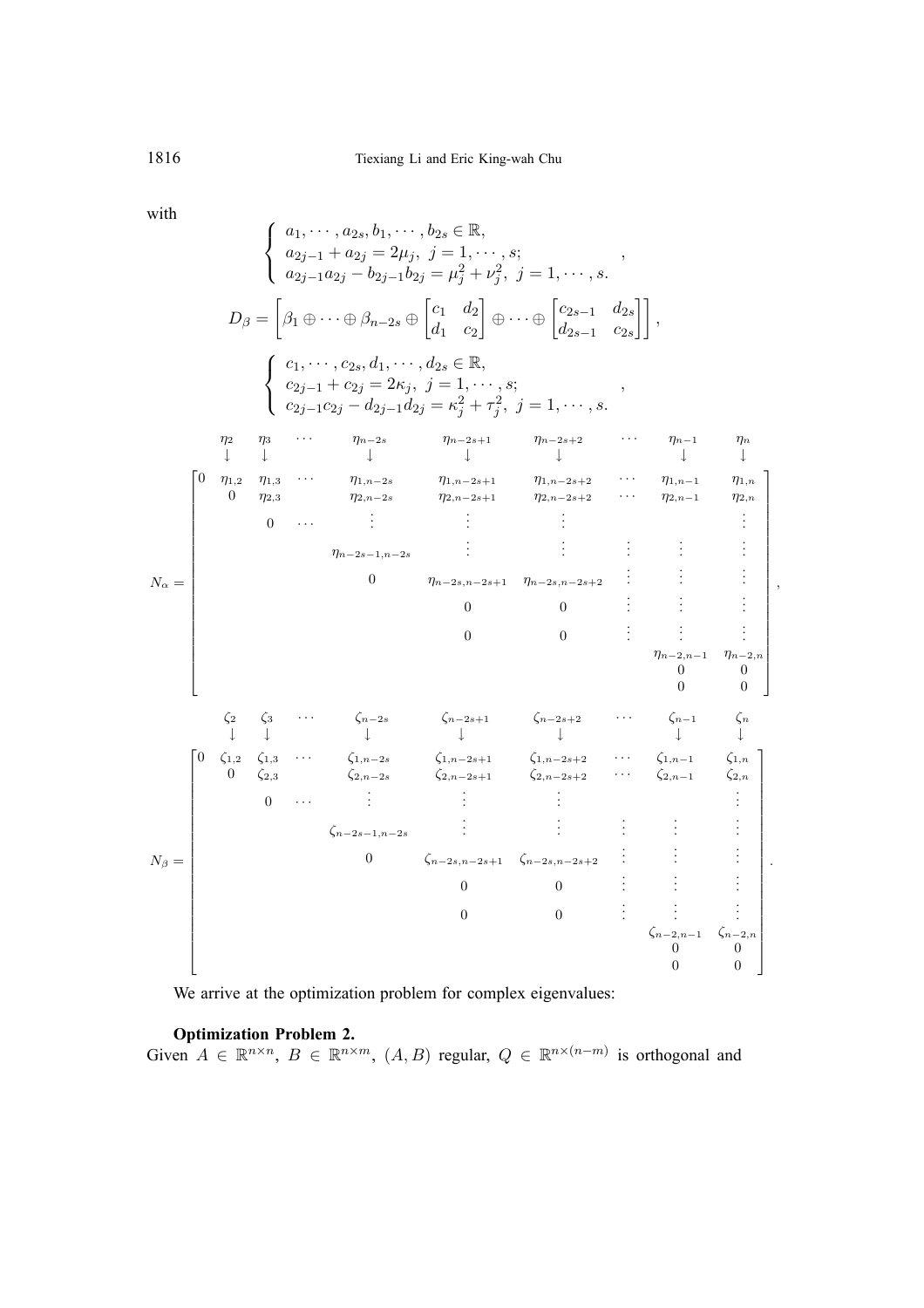with

$$
\left\{
\begin{array}{l}
a_1, \cdots, a_{2s}, b_1, \cdots, b_{2s} \in \mathbb{R}, \\
a_{2j-1} + a_{2j} = 2\mu_j, \ j = 1, \cdots, s; \\
a_{2j-1}a_{2j} - b_{2j-1}b_{2j} = \mu_j^2 + \nu_j^2, \ j = 1, \cdots, s.
\end{array}
\right. ,
$$

$$
D_\beta = \left[ \beta_1 \oplus \cdots \oplus \beta_{n-2s} \oplus \begin{bmatrix} c_1 & d_2 \\ d_1 & c_2 \end{bmatrix} \oplus \cdots \oplus \begin{bmatrix} c_{2s-1} & d_{2s} \\ d_{2s-1} & c_{2s} \end{bmatrix} \right],
$$

$$
\left\{
\begin{array}{l}
c_1, \cdots, c_{2s}, d_1, \cdots, d_{2s} \in \mathbb{R}, \\
c_{2j-1} + c_{2j} = 2\kappa_j, \ j = 1, \cdots, s; \\
c_{2j-1}c_{2j} - d_{2j-1}d_{2j} = \kappa_j^2 + \tau_j^2, \ j = 1, \cdots, s.
\end{array}
\right. ,
$$

$$
N_\alpha = \begin{array}{c}
\begin{array}{cccccccc}
\eta_2 & \eta_3 & \cdots & \eta_{n-2s} & \eta_{n-2s+1} & \eta_{n-2s+2} & \cdots & \eta_{n-1} \quad \eta_n \\
\downarrow & \downarrow & & \downarrow & \downarrow & \downarrow & & \downarrow \quad\ \ \downarrow
\end{array} \\
\begin{bmatrix}
0 & \eta_{1,2} & \eta_{1,3} & \cdots & \eta_{1,n-2s} & \eta_{1,n-2s+1} & \eta_{1,n-2s+2} & \cdots & \eta_{1,n-1} & \eta_{1,n} \\
 & 0 & \eta_{2,3} & & \eta_{2,n-2s} & \eta_{2,n-2s+1} & \eta_{2,n-2s+2} & \cdots & \eta_{2,n-1} & \eta_{2,n} \\
 & & 0 & \cdots & \vdots & \vdots & \vdots & & & \vdots \\
 & & & & \eta_{n-2s-1,n-2s} & \vdots & \vdots & \vdots & \vdots & \vdots \\
 & & & & 0 & \eta_{n-2s,n-2s+1} & \eta_{n-2s,n-2s+2} & \vdots & \vdots & \vdots \\
 & & & & & 0 & 0 & \vdots & \vdots & \vdots \\
 & & & & & 0 & 0 & \vdots & \vdots & \vdots \\
 & & & & & & & & \eta_{n-2,n-1} & \eta_{n-2,n} \\
 & & & & & & & & 0 & 0 \\
 & & & & & & & & 0 & 0
\end{bmatrix}
\end{array},
$$

$$
N_\beta = \begin{array}{c}
\begin{array}{cccccccc}
\zeta_2 & \zeta_3 & \cdots & \zeta_{n-2s} & \zeta_{n-2s+1} & \zeta_{n-2s+2} & \cdots & \zeta_{n-1} \quad \zeta_n \\
\downarrow & \downarrow & & \downarrow & \downarrow & \downarrow & & \downarrow \quad\ \ \downarrow
\end{array} \\
\begin{bmatrix}
0 & \zeta_{1,2} & \zeta_{1,3} & \cdots & \zeta_{1,n-2s} & \zeta_{1,n-2s+1} & \zeta_{1,n-2s+2} & \cdots & \zeta_{1,n-1} & \zeta_{1,n} \\
 & 0 & \zeta_{2,3} & & \zeta_{2,n-2s} & \zeta_{2,n-2s+1} & \zeta_{2,n-2s+2} & \cdots & \zeta_{2,n-1} & \zeta_{2,n} \\
 & & 0 & \cdots & \vdots & \vdots & \vdots & & & \vdots \\
 & & & & \zeta_{n-2s-1,n-2s} & \vdots & \vdots & \vdots & \vdots & \vdots \\
 & & & & 0 & \zeta_{n-2s,n-2s+1} & \zeta_{n-2s,n-2s+2} & \vdots & \vdots & \vdots \\
 & & & & & 0 & 0 & \vdots & \vdots & \vdots \\
 & & & & & 0 & 0 & \vdots & \vdots & \vdots \\
 & & & & & & & & \zeta_{n-2,n-1} & \zeta_{n-2,n} \\
 & & & & & & & & 0 & 0 \\
 & & & & & & & & 0 & 0
\end{bmatrix}
\end{array}.
$$

We arrive at the optimization problem for complex eigenvalues:

**Optimization Problem 2.**
Given $A \in \mathbb{R}^{n \times n}$, $B \in \mathbb{R}^{n \times m}$, $(A, B)$ regular, $Q \in \mathbb{R}^{n \times (n-m)}$ is orthogonal and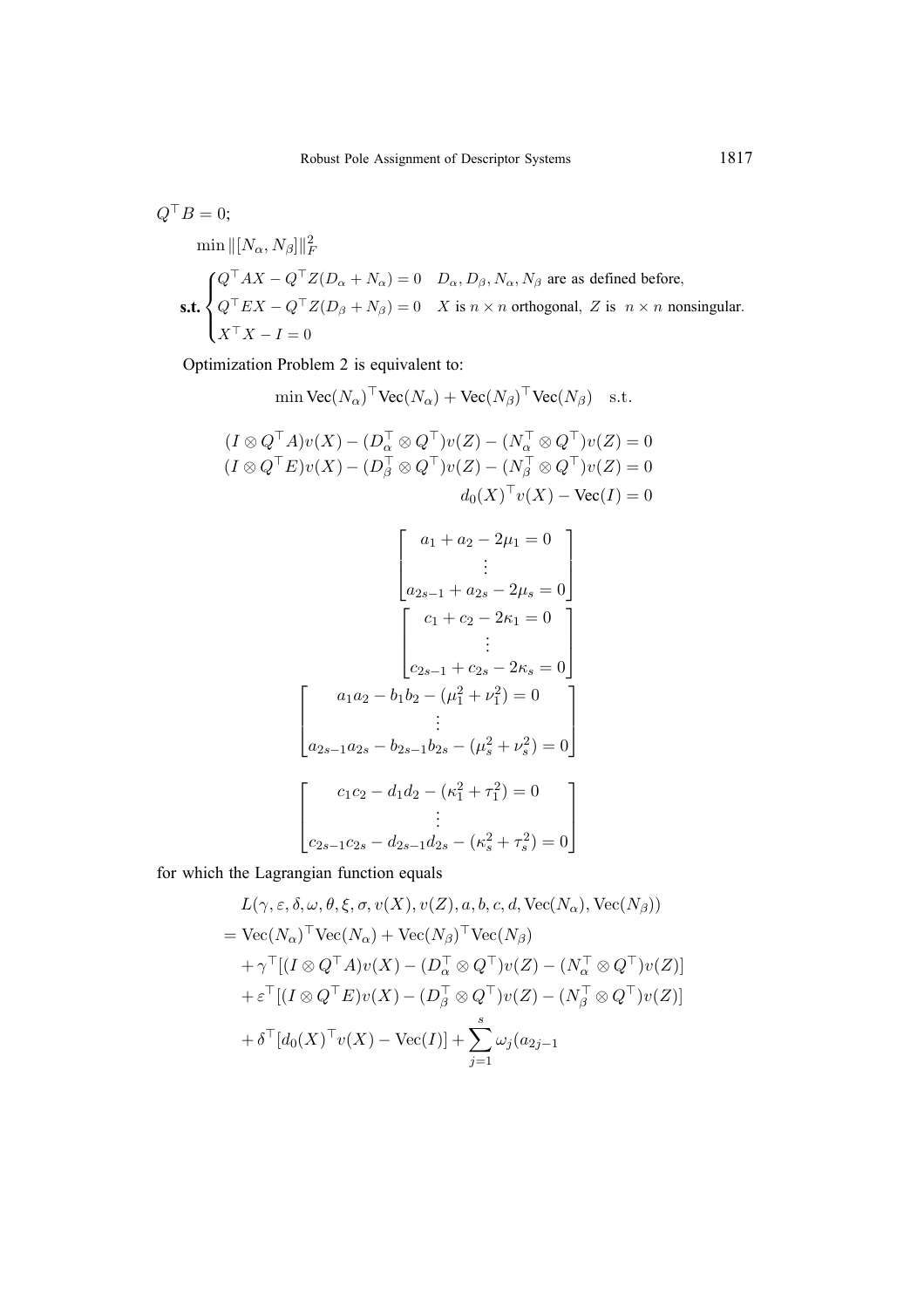$Q^\top B = 0$;

$$\min \|[N_\alpha, N_\beta]\|_F^2$$

$$\textbf{s.t.} \begin{cases} Q^\top AX - Q^\top Z(D_\alpha + N_\alpha) = 0 & D_\alpha, D_\beta, N_\alpha, N_\beta \text{ are as defined before,} \\ Q^\top EX - Q^\top Z(D_\beta + N_\beta) = 0 & X \text{ is } n \times n \text{ orthogonal, } Z \text{ is } n \times n \text{ nonsingular.} \\ X^\top X - I = 0 & \end{cases}$$

Optimization Problem 2 is equivalent to:

$$\min \text{Vec}(N_\alpha)^\top \text{Vec}(N_\alpha) + \text{Vec}(N_\beta)^\top \text{Vec}(N_\beta) \quad \text{s.t.}$$

$$\begin{aligned}
(I \otimes Q^\top A)v(X) - (D_\alpha^\top \otimes Q^\top)v(Z) - (N_\alpha^\top \otimes Q^\top)v(Z) = 0 \\
(I \otimes Q^\top E)v(X) - (D_\beta^\top \otimes Q^\top)v(Z) - (N_\beta^\top \otimes Q^\top)v(Z) = 0 \\
d_0(X)^\top v(X) - \text{Vec}(I) = 0
\end{aligned}$$

$$\begin{bmatrix} a_1 + a_2 - 2\mu_1 = 0 \\ \vdots \\ a_{2s-1} + a_{2s} - 2\mu_s = 0 \end{bmatrix}$$

$$\begin{bmatrix} c_1 + c_2 - 2\kappa_1 = 0 \\ \vdots \\ c_{2s-1} + c_{2s} - 2\kappa_s = 0 \end{bmatrix}$$

$$\begin{bmatrix} a_1 a_2 - b_1 b_2 - (\mu_1^2 + \nu_1^2) = 0 \\ \vdots \\ a_{2s-1} a_{2s} - b_{2s-1} b_{2s} - (\mu_s^2 + \nu_s^2) = 0 \end{bmatrix}$$

$$\begin{bmatrix} c_1 c_2 - d_1 d_2 - (\kappa_1^2 + \tau_1^2) = 0 \\ \vdots \\ c_{2s-1} c_{2s} - d_{2s-1} d_{2s} - (\kappa_s^2 + \tau_s^2) = 0 \end{bmatrix}$$

for which the Lagrangian function equals

$$\begin{aligned}
&L(\gamma, \varepsilon, \delta, \omega, \theta, \xi, \sigma, v(X), v(Z), a, b, c, d, \text{Vec}(N_\alpha), \text{Vec}(N_\beta)) \\
&= \text{Vec}(N_\alpha)^\top \text{Vec}(N_\alpha) + \text{Vec}(N_\beta)^\top \text{Vec}(N_\beta) \\
&\quad + \gamma^\top [(I \otimes Q^\top A)v(X) - (D_\alpha^\top \otimes Q^\top)v(Z) - (N_\alpha^\top \otimes Q^\top)v(Z)] \\
&\quad + \varepsilon^\top [(I \otimes Q^\top E)v(X) - (D_\beta^\top \otimes Q^\top)v(Z) - (N_\beta^\top \otimes Q^\top)v(Z)] \\
&\quad + \delta^\top [d_0(X)^\top v(X) - \text{Vec}(I)] + \sum_{j=1}^{s} \omega_j (a_{2j-1}
\end{aligned}$$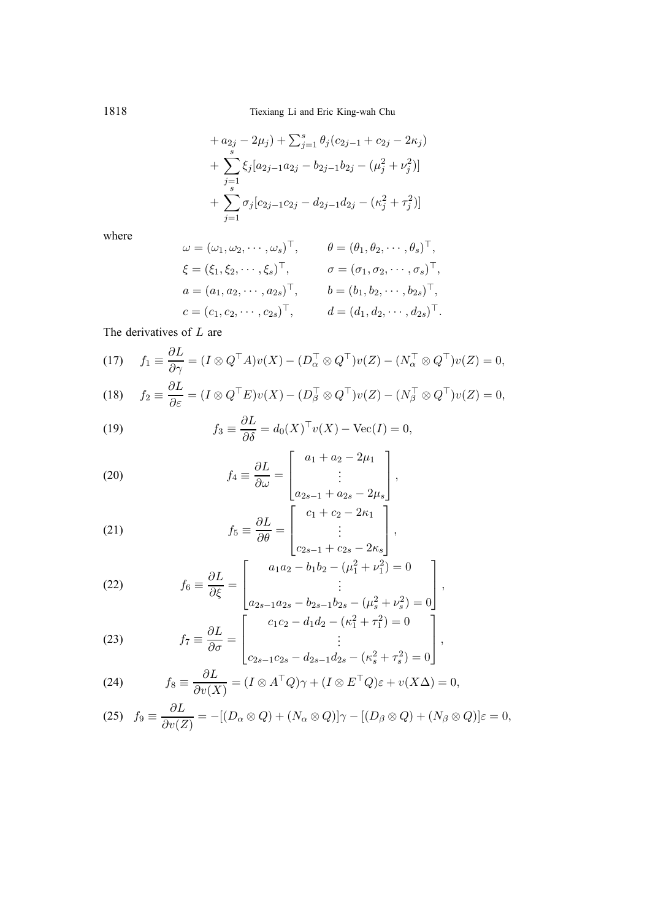$$
\begin{aligned}
&+ a_{2j} - 2\mu_j) + \textstyle\sum_{j=1}^{s} \theta_j (c_{2j-1} + c_{2j} - 2\kappa_j) \\
&+ \sum_{j=1}^{s} \xi_j [a_{2j-1} a_{2j} - b_{2j-1} b_{2j} - (\mu_j^2 + \nu_j^2)] \\
&+ \sum_{j=1}^{s} \sigma_j [c_{2j-1} c_{2j} - d_{2j-1} d_{2j} - (\kappa_j^2 + \tau_j^2)]
\end{aligned}
$$

where

$$
\begin{aligned}
\omega &= (\omega_1, \omega_2, \cdots, \omega_s)^\top, & \theta &= (\theta_1, \theta_2, \cdots, \theta_s)^\top, \\
\xi &= (\xi_1, \xi_2, \cdots, \xi_s)^\top, & \sigma &= (\sigma_1, \sigma_2, \cdots, \sigma_s)^\top, \\
a &= (a_1, a_2, \cdots, a_{2s})^\top, & b &= (b_1, b_2, \cdots, b_{2s})^\top, \\
c &= (c_1, c_2, \cdots, c_{2s})^\top, & d &= (d_1, d_2, \cdots, d_{2s})^\top.
\end{aligned}
$$

The derivatives of $L$ are

$$
f_1 \equiv \frac{\partial L}{\partial \gamma} = (I \otimes Q^\top A) v(X) - (D_\alpha^\top \otimes Q^\top) v(Z) - (N_\alpha^\top \otimes Q^\top) v(Z) = 0, \tag{17}
$$

$$
f_2 \equiv \frac{\partial L}{\partial \varepsilon} = (I \otimes Q^\top E) v(X) - (D_\beta^\top \otimes Q^\top) v(Z) - (N_\beta^\top \otimes Q^\top) v(Z) = 0, \tag{18}
$$

$$
f_3 \equiv \frac{\partial L}{\partial \delta} = d_0(X)^\top v(X) - \mathrm{Vec}(I) = 0, \tag{19}
$$

$$
f_4 \equiv \frac{\partial L}{\partial \omega} = \begin{bmatrix} a_1 + a_2 - 2\mu_1 \\ \vdots \\ a_{2s-1} + a_{2s} - 2\mu_s \end{bmatrix}, \tag{20}
$$

$$
f_5 \equiv \frac{\partial L}{\partial \theta} = \begin{bmatrix} c_1 + c_2 - 2\kappa_1 \\ \vdots \\ c_{2s-1} + c_{2s} - 2\kappa_s \end{bmatrix}, \tag{21}
$$

$$
f_6 \equiv \frac{\partial L}{\partial \xi} = \begin{bmatrix} a_1 a_2 - b_1 b_2 - (\mu_1^2 + \nu_1^2) = 0 \\ \vdots \\ a_{2s-1} a_{2s} - b_{2s-1} b_{2s} - (\mu_s^2 + \nu_s^2) = 0 \end{bmatrix}, \tag{22}
$$

$$
f_7 \equiv \frac{\partial L}{\partial \sigma} = \begin{bmatrix} c_1 c_2 - d_1 d_2 - (\kappa_1^2 + \tau_1^2) = 0 \\ \vdots \\ c_{2s-1} c_{2s} - d_{2s-1} d_{2s} - (\kappa_s^2 + \tau_s^2) = 0 \end{bmatrix}, \tag{23}
$$

$$
f_8 \equiv \frac{\partial L}{\partial v(X)} = (I \otimes A^\top Q)\gamma + (I \otimes E^\top Q)\varepsilon + v(X\Delta) = 0, \tag{24}
$$

$$
f_9 \equiv \frac{\partial L}{\partial v(Z)} = -[(D_\alpha \otimes Q) + (N_\alpha \otimes Q)]\gamma - [(D_\beta \otimes Q) + (N_\beta \otimes Q)]\varepsilon = 0, \tag{25}
$$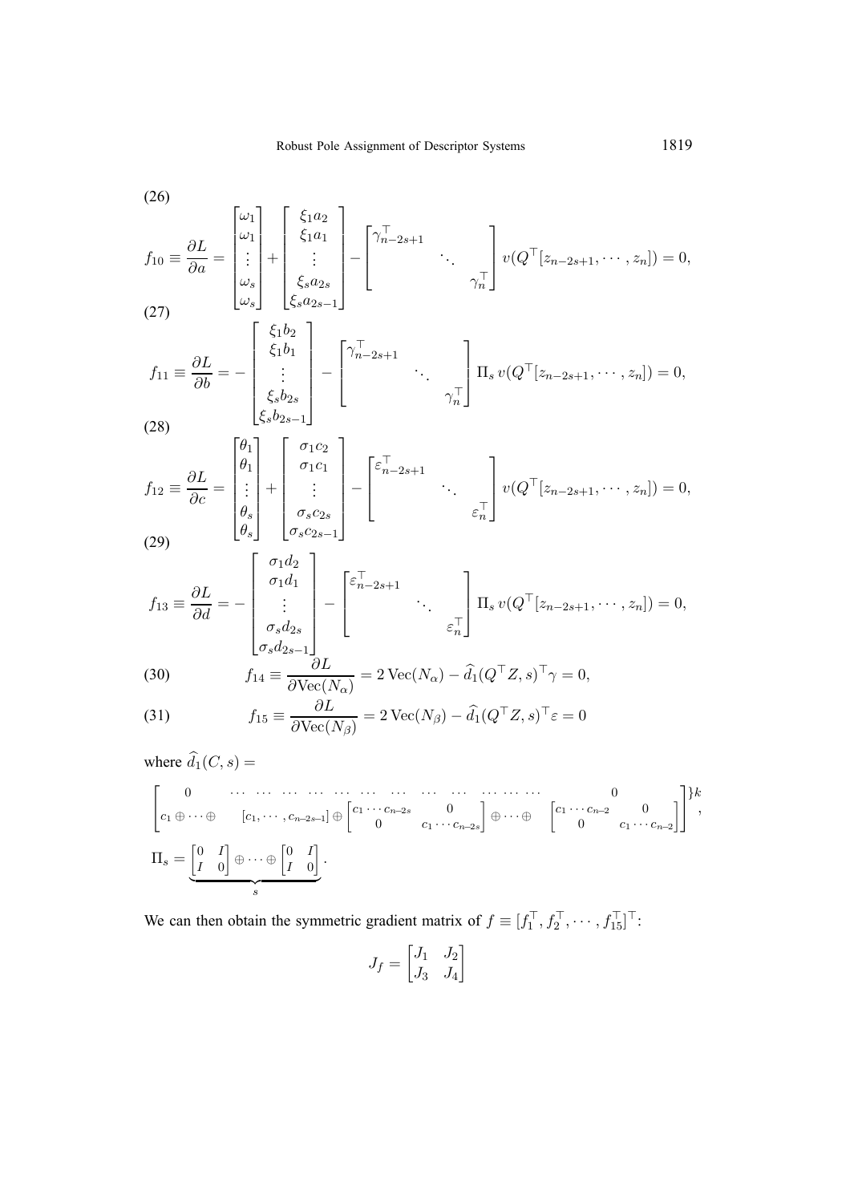(26)

$$f_{10} \equiv \frac{\partial L}{\partial a} = \begin{bmatrix} \omega_1 \\ \omega_1 \\ \vdots \\ \omega_s \\ \omega_s \end{bmatrix} + \begin{bmatrix} \xi_1 a_2 \\ \xi_1 a_1 \\ \vdots \\ \xi_s a_{2s} \\ \xi_s a_{2s-1} \end{bmatrix} - \begin{bmatrix} \gamma_{n-2s+1}^\top & & \\ & \ddots & \\ & & \gamma_n^\top \end{bmatrix} v(Q^\top [z_{n-2s+1}, \cdots, z_n]) = 0,$$

(27)

$$f_{11} \equiv \frac{\partial L}{\partial b} = - \begin{bmatrix} \xi_1 b_2 \\ \xi_1 b_1 \\ \vdots \\ \xi_s b_{2s} \\ \xi_s b_{2s-1} \end{bmatrix} - \begin{bmatrix} \gamma_{n-2s+1}^\top & & \\ & \ddots & \\ & & \gamma_n^\top \end{bmatrix} \Pi_s \, v(Q^\top [z_{n-2s+1}, \cdots, z_n]) = 0,$$

(28)

$$f_{12} \equiv \frac{\partial L}{\partial c} = \begin{bmatrix} \theta_1 \\ \theta_1 \\ \vdots \\ \theta_s \\ \theta_s \end{bmatrix} + \begin{bmatrix} \sigma_1 c_2 \\ \sigma_1 c_1 \\ \vdots \\ \sigma_s c_{2s} \\ \sigma_s c_{2s-1} \end{bmatrix} - \begin{bmatrix} \varepsilon_{n-2s+1}^\top & & \\ & \ddots & \\ & & \varepsilon_n^\top \end{bmatrix} v(Q^\top [z_{n-2s+1}, \cdots, z_n]) = 0,$$

(29)

$$f_{13} \equiv \frac{\partial L}{\partial d} = - \begin{bmatrix} \sigma_1 d_2 \\ \sigma_1 d_1 \\ \vdots \\ \sigma_s d_{2s} \\ \sigma_s d_{2s-1} \end{bmatrix} - \begin{bmatrix} \varepsilon_{n-2s+1}^\top & & \\ & \ddots & \\ & & \varepsilon_n^\top \end{bmatrix} \Pi_s \, v(Q^\top [z_{n-2s+1}, \cdots, z_n]) = 0,$$

(30)

$$f_{14} \equiv \frac{\partial L}{\partial \mathrm{Vec}(N_\alpha)} = 2 \, \mathrm{Vec}(N_\alpha) - \widehat{d}_1(Q^\top Z, s)^\top \gamma = 0,$$

(31)

$$f_{15} \equiv \frac{\partial L}{\partial \mathrm{Vec}(N_\beta)} = 2 \, \mathrm{Vec}(N_\beta) - \widehat{d}_1(Q^\top Z, s)^\top \varepsilon = 0$$

where $\widehat{d}_1(C, s) =$

$$\left[\begin{matrix} 0 & \cdots \; \cdots \; \cdots \; \cdots \; \cdots \; \cdots \; \cdots \; \cdots \; \cdots \; \cdots \; \cdots \; \cdots & & 0 \\ c_1 \oplus \cdots \oplus & [c_1, \cdots, c_{n-2s-1}] \oplus \begin{bmatrix} c_1 \cdots c_{n-2s} & 0 \\ 0 & c_1 \cdots c_{n-2s} \end{bmatrix} \oplus \cdots \oplus & & \begin{bmatrix} c_1 \cdots c_{n-2} & 0 \\ 0 & c_1 \cdots c_{n-2} \end{bmatrix} \end{matrix}\right] \}k,$$

$$\Pi_s = \underbrace{\begin{bmatrix} 0 & I \\ I & 0 \end{bmatrix} \oplus \cdots \oplus \begin{bmatrix} 0 & I \\ I & 0 \end{bmatrix}}_{s}.$$

We can then obtain the symmetric gradient matrix of $f \equiv [f_1^\top, f_2^\top, \cdots, f_{15}^\top]^\top$:

$$J_f = \begin{bmatrix} J_1 & J_2 \\ J_3 & J_4 \end{bmatrix}$$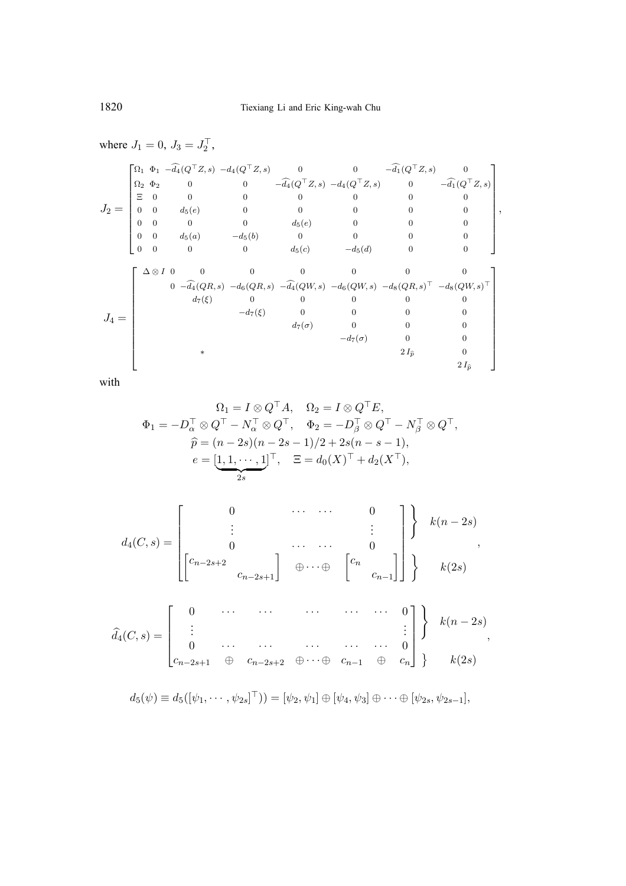where $J_1 = 0$, $J_3 = J_2^\top$,

$$
J_2 = \begin{bmatrix}
\Omega_1 & \Phi_1 & -\widehat{d_4}(Q^\top Z, s) & -d_4(Q^\top Z, s) & 0 & 0 & -\widehat{d_1}(Q^\top Z, s) & 0 \\
\Omega_2 & \Phi_2 & 0 & 0 & -\widehat{d_4}(Q^\top Z, s) & -d_4(Q^\top Z, s) & 0 & -\widehat{d_1}(Q^\top Z, s) \\
\Xi & 0 & 0 & 0 & 0 & 0 & 0 & 0 \\
0 & 0 & d_5(e) & 0 & 0 & 0 & 0 & 0 \\
0 & 0 & 0 & 0 & d_5(e) & 0 & 0 & 0 \\
0 & 0 & d_5(a) & -d_5(b) & 0 & 0 & 0 & 0 \\
0 & 0 & 0 & 0 & d_5(c) & -d_5(d) & 0 & 0
\end{bmatrix},
$$

$$
J_4 = \begin{bmatrix}
\Delta \otimes I & 0 & 0 & 0 & 0 & 0 & 0 & 0 \\
 & 0 & -\widehat{d_4}(QR, s) & -d_6(QR, s) & -\widehat{d_4}(QW, s) & -d_6(QW, s) & -d_8(QR, s)^\top & -d_8(QW, s)^\top \\
 & & d_7(\xi) & 0 & 0 & 0 & 0 & 0 \\
 & & & -d_7(\xi) & 0 & 0 & 0 & 0 \\
 & & & & d_7(\sigma) & 0 & 0 & 0 \\
 & & & & & -d_7(\sigma) & 0 & 0 \\
 & & * & & & & 2\, I_{\widehat{p}} & 0 \\
 & & & & & & & 2\, I_{\widehat{p}}
\end{bmatrix}
$$

with

$$
\Omega_1 = I \otimes Q^\top A, \quad \Omega_2 = I \otimes Q^\top E,
$$
$$
\Phi_1 = -D_\alpha^\top \otimes Q^\top - N_\alpha^\top \otimes Q^\top, \quad \Phi_2 = -D_\beta^\top \otimes Q^\top - N_\beta^\top \otimes Q^\top,
$$
$$
\widehat{p} = (n-2s)(n-2s-1)/2 + 2s(n-s-1),
$$
$$
e = [\underbrace{1, 1, \cdots, 1}_{2s}]^\top, \quad \Xi = d_0(X)^\top + d_2(X^\top),
$$

$$
d_4(C, s) = \left[\begin{matrix}
0 & \cdots \ \cdots & 0 \\
\vdots & & \vdots \\
0 & \cdots \ \cdots & 0 \\
\begin{bmatrix} c_{n-2s+2} & \\ & c_{n-2s+1} \end{bmatrix} & \oplus \cdots \oplus & \begin{bmatrix} c_n & \\ & c_{n-1} \end{bmatrix}
\end{matrix}\right]
\begin{matrix} \left.\begin{matrix} \\ \\ \\ \end{matrix}\right\} k(n-2s) \\ \left.\begin{matrix} \\ \end{matrix}\right\} k(2s) \end{matrix},
$$

$$
\widehat{d_4}(C, s) = \left[\begin{matrix}
0 & \cdots & \cdots & \cdots & \cdots & \cdots & 0 \\
\vdots & & & & & & \vdots \\
0 & \cdots & \cdots & \cdots & \cdots & \cdots & 0 \\
c_{n-2s+1} & \oplus & c_{n-2s+2} & \oplus \cdots \oplus & c_{n-1} & \oplus & c_n
\end{matrix}\right]
\begin{matrix} \left.\begin{matrix} \\ \\ \\ \end{matrix}\right\} k(n-2s) \\ \left.\begin{matrix} \\ \end{matrix}\right\} k(2s) \end{matrix},
$$

$$
d_5(\psi) \equiv d_5([\psi_1, \cdots, \psi_{2s}]^\top)) = [\psi_2, \psi_1] \oplus [\psi_4, \psi_3] \oplus \cdots \oplus [\psi_{2s}, \psi_{2s-1}],
$$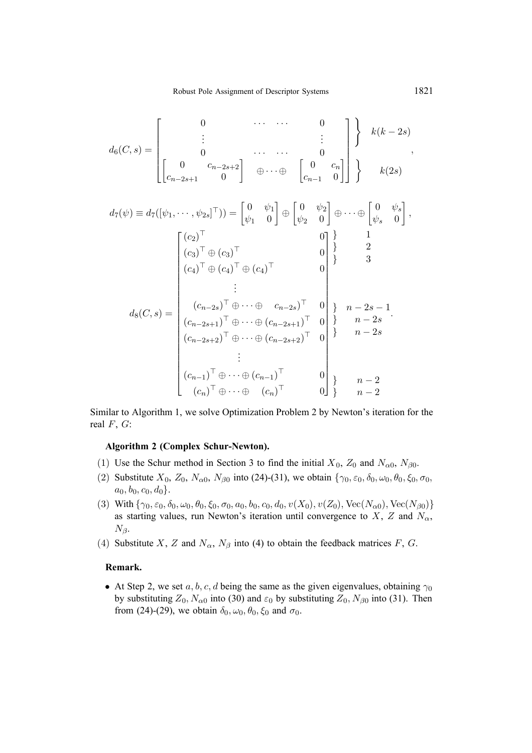$$
d_6(C,s) = \begin{bmatrix} 0 & \cdots & \cdots & 0 \\ \vdots & & & \vdots \\ 0 & \cdots & \cdots & 0 \\ \begin{bmatrix} 0 & c_{n-2s+2} \\ c_{n-2s+1} & 0 \end{bmatrix} & \oplus \cdots \oplus & & \begin{bmatrix} 0 & c_n \\ c_{n-1} & 0 \end{bmatrix} \end{bmatrix} \begin{matrix} \left.\vphantom{\begin{matrix} 0 \\ \vdots \\ 0 \end{matrix}}\right\} & k(k-2s) \\ \left.\vphantom{\begin{bmatrix} 0 \\ 0 \end{bmatrix}}\right\} & k(2s) \end{matrix},
$$

$$
d_7(\psi) \equiv d_7([\psi_1, \cdots, \psi_{2s}]^\top)) = \begin{bmatrix} 0 & \psi_1 \\ \psi_1 & 0 \end{bmatrix} \oplus \begin{bmatrix} 0 & \psi_2 \\ \psi_2 & 0 \end{bmatrix} \oplus \cdots \oplus \begin{bmatrix} 0 & \psi_s \\ \psi_s & 0 \end{bmatrix},
$$

$$
d_8(C,s) = \begin{bmatrix} (c_2)^\top & 0 \\ (c_3)^\top \oplus (c_3)^\top & 0 \\ (c_4)^\top \oplus (c_4)^\top \oplus (c_4)^\top & 0 \\ \vdots & \\ (c_{n-2s})^\top \oplus \cdots \oplus \quad c_{n-2s})^\top & 0 \\ (c_{n-2s+1})^\top \oplus \cdots \oplus (c_{n-2s+1})^\top & 0 \\ (c_{n-2s+2})^\top \oplus \cdots \oplus (c_{n-2s+2})^\top & 0 \\ \vdots & \\ (c_{n-1})^\top \oplus \cdots \oplus (c_{n-1})^\top & 0 \\ (c_n)^\top \oplus \cdots \oplus \quad (c_n)^\top & 0 \end{bmatrix} \begin{matrix} \} & 1 \\ \} & 2 \\ \} & 3 \\ & \\ & \\ \} & n-2s-1 \\ \} & n-2s \\ \} & n-2s \\ & \\ \} & n-2 \\ \} & n-2 \end{matrix}.
$$

Similar to Algorithm 1, we solve Optimization Problem 2 by Newton's iteration for the real $F$, $G$:

**Algorithm 2 (Complex Schur-Newton).**

(1) Use the Schur method in Section 3 to find the initial $X_0$, $Z_0$ and $N_{\alpha 0}$, $N_{\beta 0}$.

(2) Substitute $X_0$, $Z_0$, $N_{\alpha 0}$, $N_{\beta 0}$ into (24)-(31), we obtain $\{\gamma_0, \varepsilon_0, \delta_0, \omega_0, \theta_0, \xi_0, \sigma_0, a_0, b_0, c_0, d_0\}$.

(3) With $\{\gamma_0, \varepsilon_0, \delta_0, \omega_0, \theta_0, \xi_0, \sigma_0, a_0, b_0, c_0, d_0, v(X_0), v(Z_0), \mathrm{Vec}(N_{\alpha 0}), \mathrm{Vec}(N_{\beta 0})\}$ as starting values, run Newton's iteration until convergence to $X$, $Z$ and $N_\alpha$, $N_\beta$.

(4) Substitute $X$, $Z$ and $N_\alpha$, $N_\beta$ into (4) to obtain the feedback matrices $F$, $G$.

**Remark.**

- At Step 2, we set $a, b, c, d$ being the same as the given eigenvalues, obtaining $\gamma_0$ by substituting $Z_0$, $N_{\alpha 0}$ into (30) and $\varepsilon_0$ by substituting $Z_0$, $N_{\beta 0}$ into (31). Then from (24)-(29), we obtain $\delta_0, \omega_0, \theta_0, \xi_0$ and $\sigma_0$.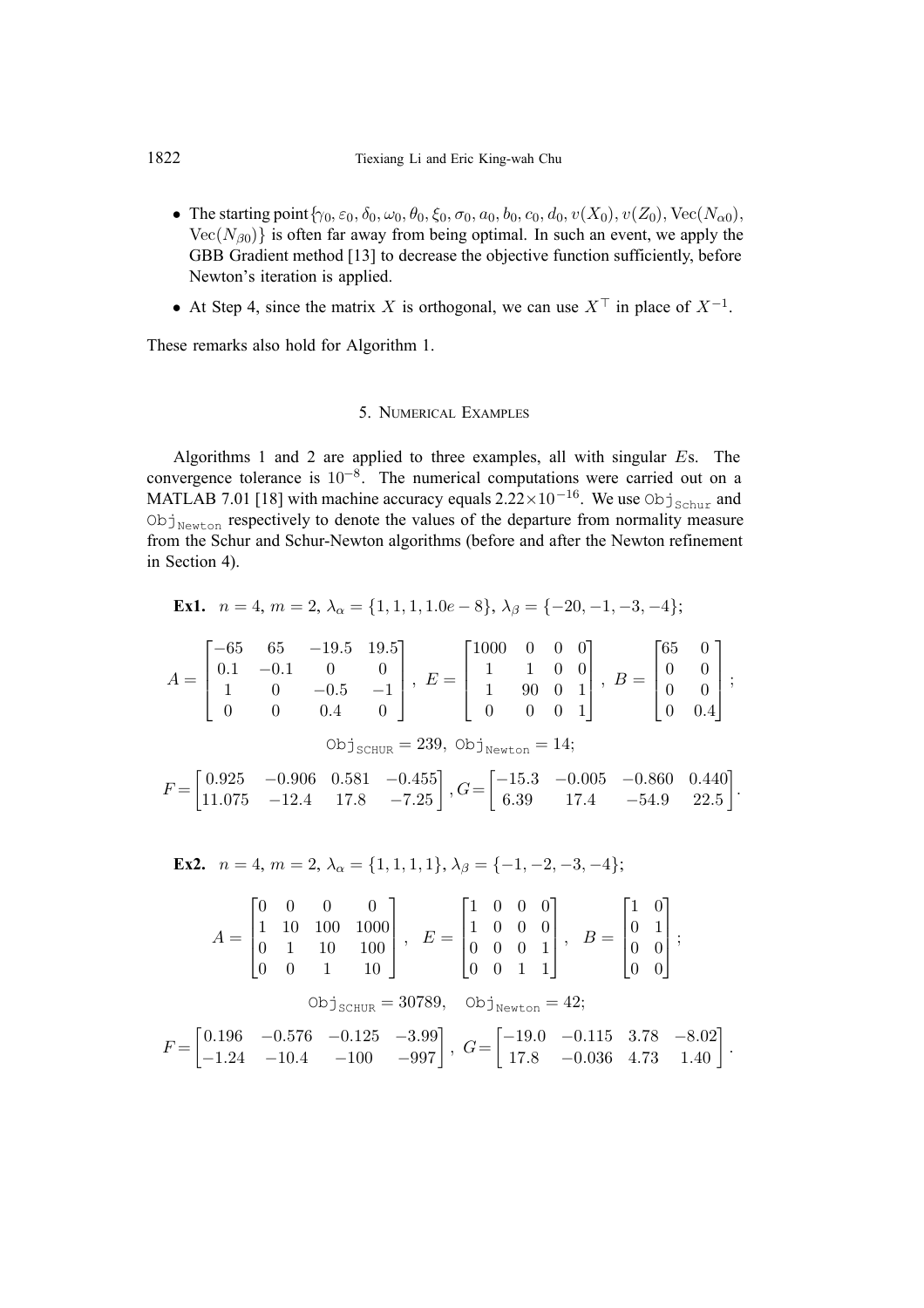- The starting point $\{\gamma_0, \varepsilon_0, \delta_0, \omega_0, \theta_0, \xi_0, \sigma_0, a_0, b_0, c_0, d_0, v(X_0), v(Z_0), \mathrm{Vec}(N_{\alpha 0}), \mathrm{Vec}(N_{\beta 0})\}$ is often far away from being optimal. In such an event, we apply the GBB Gradient method [13] to decrease the objective function sufficiently, before Newton's iteration is applied.
- At Step 4, since the matrix $X$ is orthogonal, we can use $X^\top$ in place of $X^{-1}$.

These remarks also hold for Algorithm 1.

## 5. Numerical Examples

Algorithms 1 and 2 are applied to three examples, all with singular $E$s. The convergence tolerance is $10^{-8}$. The numerical computations were carried out on a MATLAB 7.01 [18] with machine accuracy equals $2.22\times 10^{-16}$. We use $\mathtt{Obj}_{\mathtt{Schur}}$ and $\mathtt{Obj}_{\mathtt{Newton}}$ respectively to denote the values of the departure from normality measure from the Schur and Schur-Newton algorithms (before and after the Newton refinement in Section 4).

**Ex1.** $n = 4$, $m = 2$, $\lambda_\alpha = \{1, 1, 1, 1.0e-8\}$, $\lambda_\beta = \{-20, -1, -3, -4\}$;

$$A = \begin{bmatrix} -65 & 65 & -19.5 & 19.5 \\ 0.1 & -0.1 & 0 & 0 \\ 1 & 0 & -0.5 & -1 \\ 0 & 0 & 0.4 & 0 \end{bmatrix}, \ E = \begin{bmatrix} 1000 & 0 & 0 & 0 \\ 1 & 1 & 0 & 0 \\ 1 & 90 & 0 & 1 \\ 0 & 0 & 0 & 1 \end{bmatrix}, \ B = \begin{bmatrix} 65 & 0 \\ 0 & 0 \\ 0 & 0 \\ 0 & 0.4 \end{bmatrix};$$

$$\mathtt{Obj}_{\mathtt{SCHUR}} = 239, \ \mathtt{Obj}_{\mathtt{Newton}} = 14;$$

$$F = \begin{bmatrix} 0.925 & -0.906 & 0.581 & -0.455 \\ 11.075 & -12.4 & 17.8 & -7.25 \end{bmatrix}, G = \begin{bmatrix} -15.3 & -0.005 & -0.860 & 0.440 \\ 6.39 & 17.4 & -54.9 & 22.5 \end{bmatrix}.$$

**Ex2.** $n = 4$, $m = 2$, $\lambda_\alpha = \{1, 1, 1, 1\}$, $\lambda_\beta = \{-1, -2, -3, -4\}$;

$$A = \begin{bmatrix} 0 & 0 & 0 & 0 \\ 1 & 10 & 100 & 1000 \\ 0 & 1 & 10 & 100 \\ 0 & 0 & 1 & 10 \end{bmatrix}, \quad E = \begin{bmatrix} 1 & 0 & 0 & 0 \\ 1 & 0 & 0 & 0 \\ 0 & 0 & 0 & 1 \\ 0 & 0 & 1 & 1 \end{bmatrix}, \quad B = \begin{bmatrix} 1 & 0 \\ 0 & 1 \\ 0 & 0 \\ 0 & 0 \end{bmatrix};$$

$$\mathtt{Obj}_{\mathtt{SCHUR}} = 30789, \quad \mathtt{Obj}_{\mathtt{Newton}} = 42;$$

$$F = \begin{bmatrix} 0.196 & -0.576 & -0.125 & -3.99 \\ -1.24 & -10.4 & -100 & -997 \end{bmatrix}, \ G = \begin{bmatrix} -19.0 & -0.115 & 3.78 & -8.02 \\ 17.8 & -0.036 & 4.73 & 1.40 \end{bmatrix}.$$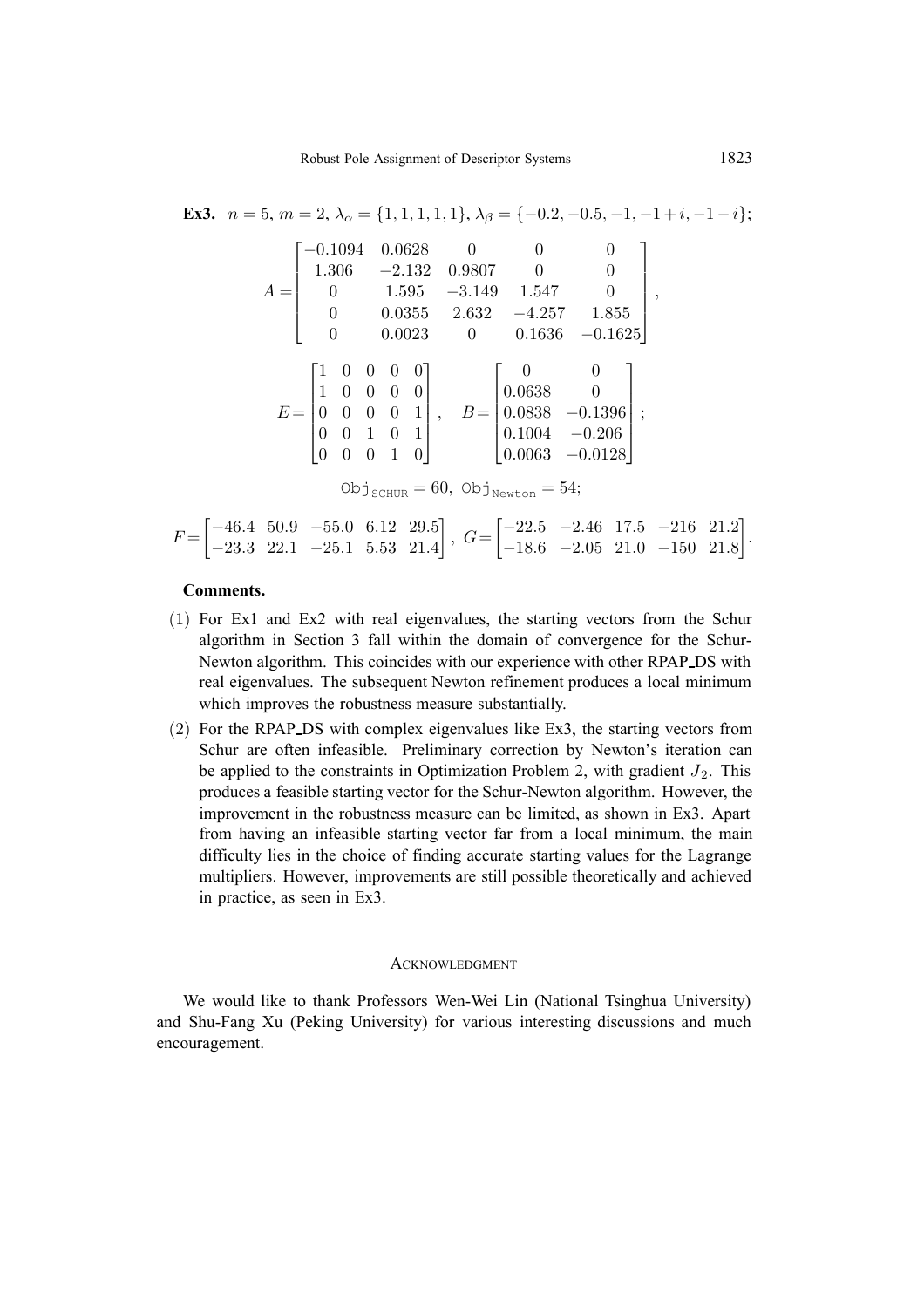**Ex3.** $n = 5$, $m = 2$, $\lambda_\alpha = \{1, 1, 1, 1, 1\}$, $\lambda_\beta = \{-0.2, -0.5, -1, -1+i, -1-i\}$;

$$A = \begin{bmatrix} -0.1094 & 0.0628 & 0 & 0 & 0 \\ 1.306 & -2.132 & 0.9807 & 0 & 0 \\ 0 & 1.595 & -3.149 & 1.547 & 0 \\ 0 & 0.0355 & 2.632 & -4.257 & 1.855 \\ 0 & 0.0023 & 0 & 0.1636 & -0.1625 \end{bmatrix},$$

$$E = \begin{bmatrix} 1 & 0 & 0 & 0 & 0 \\ 1 & 0 & 0 & 0 & 0 \\ 0 & 0 & 0 & 0 & 1 \\ 0 & 0 & 1 & 0 & 1 \\ 0 & 0 & 0 & 1 & 0 \end{bmatrix}, \quad B = \begin{bmatrix} 0 & 0 \\ 0.0638 & 0 \\ 0.0838 & -0.1396 \\ 0.1004 & -0.206 \\ 0.0063 & -0.0128 \end{bmatrix};$$

$$\texttt{Obj}_{\texttt{SCHUR}} = 60, \ \texttt{Obj}_{\texttt{Newton}} = 54;$$

$$F = \begin{bmatrix} -46.4 & 50.9 & -55.0 & 6.12 & 29.5 \\ -23.3 & 22.1 & -25.1 & 5.53 & 21.4 \end{bmatrix}, \quad G = \begin{bmatrix} -22.5 & -2.46 & 17.5 & -216 & 21.2 \\ -18.6 & -2.05 & 21.0 & -150 & 21.8 \end{bmatrix}.$$

**Comments.**

(1) For Ex1 and Ex2 with real eigenvalues, the starting vectors from the Schur algorithm in Section 3 fall within the domain of convergence for the Schur-Newton algorithm. This coincides with our experience with other RPAP_DS with real eigenvalues. The subsequent Newton refinement produces a local minimum which improves the robustness measure substantially.

(2) For the RPAP_DS with complex eigenvalues like Ex3, the starting vectors from Schur are often infeasible. Preliminary correction by Newton's iteration can be applied to the constraints in Optimization Problem 2, with gradient $J_2$. This produces a feasible starting vector for the Schur-Newton algorithm. However, the improvement in the robustness measure can be limited, as shown in Ex3. Apart from having an infeasible starting vector far from a local minimum, the main difficulty lies in the choice of finding accurate starting values for the Lagrange multipliers. However, improvements are still possible theoretically and achieved in practice, as seen in Ex3.

## ACKNOWLEDGMENT

We would like to thank Professors Wen-Wei Lin (National Tsinghua University) and Shu-Fang Xu (Peking University) for various interesting discussions and much encouragement.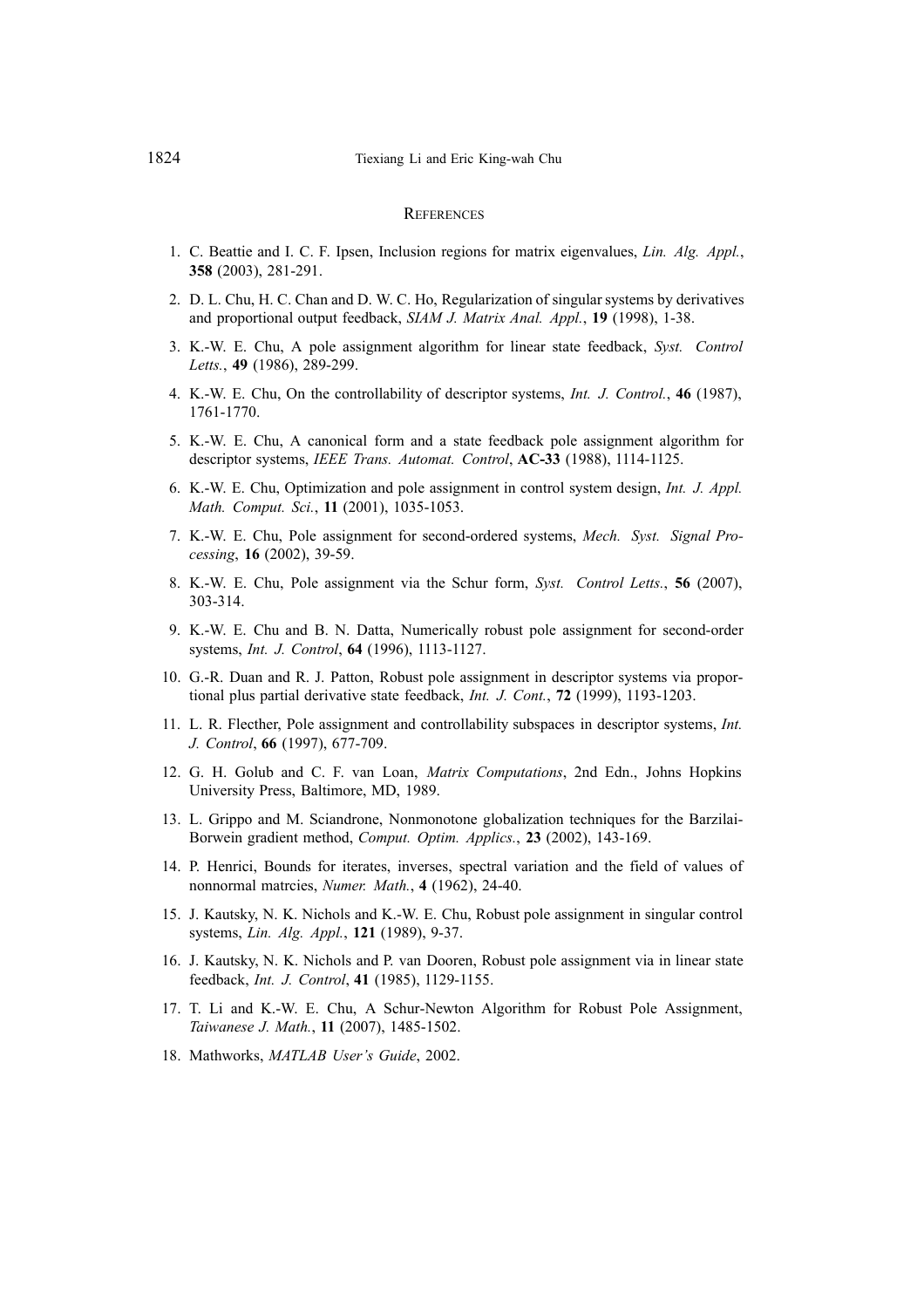## REFERENCES

1. C. Beattie and I. C. F. Ipsen, Inclusion regions for matrix eigenvalues, *Lin. Alg. Appl.*, **358** (2003), 281-291.
2. D. L. Chu, H. C. Chan and D. W. C. Ho, Regularization of singular systems by derivatives and proportional output feedback, *SIAM J. Matrix Anal. Appl.*, **19** (1998), 1-38.
3. K.-W. E. Chu, A pole assignment algorithm for linear state feedback, *Syst. Control Letts.*, **49** (1986), 289-299.
4. K.-W. E. Chu, On the controllability of descriptor systems, *Int. J. Control.*, **46** (1987), 1761-1770.
5. K.-W. E. Chu, A canonical form and a state feedback pole assignment algorithm for descriptor systems, *IEEE Trans. Automat. Control*, **AC-33** (1988), 1114-1125.
6. K.-W. E. Chu, Optimization and pole assignment in control system design, *Int. J. Appl. Math. Comput. Sci.*, **11** (2001), 1035-1053.
7. K.-W. E. Chu, Pole assignment for second-ordered systems, *Mech. Syst. Signal Processing*, **16** (2002), 39-59.
8. K.-W. E. Chu, Pole assignment via the Schur form, *Syst. Control Letts.*, **56** (2007), 303-314.
9. K.-W. E. Chu and B. N. Datta, Numerically robust pole assignment for second-order systems, *Int. J. Control*, **64** (1996), 1113-1127.
10. G.-R. Duan and R. J. Patton, Robust pole assignment in descriptor systems via proportional plus partial derivative state feedback, *Int. J. Cont.*, **72** (1999), 1193-1203.
11. L. R. Flecther, Pole assignment and controllability subspaces in descriptor systems, *Int. J. Control*, **66** (1997), 677-709.
12. G. H. Golub and C. F. van Loan, *Matrix Computations*, 2nd Edn., Johns Hopkins University Press, Baltimore, MD, 1989.
13. L. Grippo and M. Sciandrone, Nonmonotone globalization techniques for the Barzilai-Borwein gradient method, *Comput. Optim. Applics.*, **23** (2002), 143-169.
14. P. Henrici, Bounds for iterates, inverses, spectral variation and the field of values of nonnormal matrcies, *Numer. Math.*, **4** (1962), 24-40.
15. J. Kautsky, N. K. Nichols and K.-W. E. Chu, Robust pole assignment in singular control systems, *Lin. Alg. Appl.*, **121** (1989), 9-37.
16. J. Kautsky, N. K. Nichols and P. van Dooren, Robust pole assignment via in linear state feedback, *Int. J. Control*, **41** (1985), 1129-1155.
17. T. Li and K.-W. E. Chu, A Schur-Newton Algorithm for Robust Pole Assignment, *Taiwanese J. Math.*, **11** (2007), 1485-1502.
18. Mathworks, *MATLAB User's Guide*, 2002.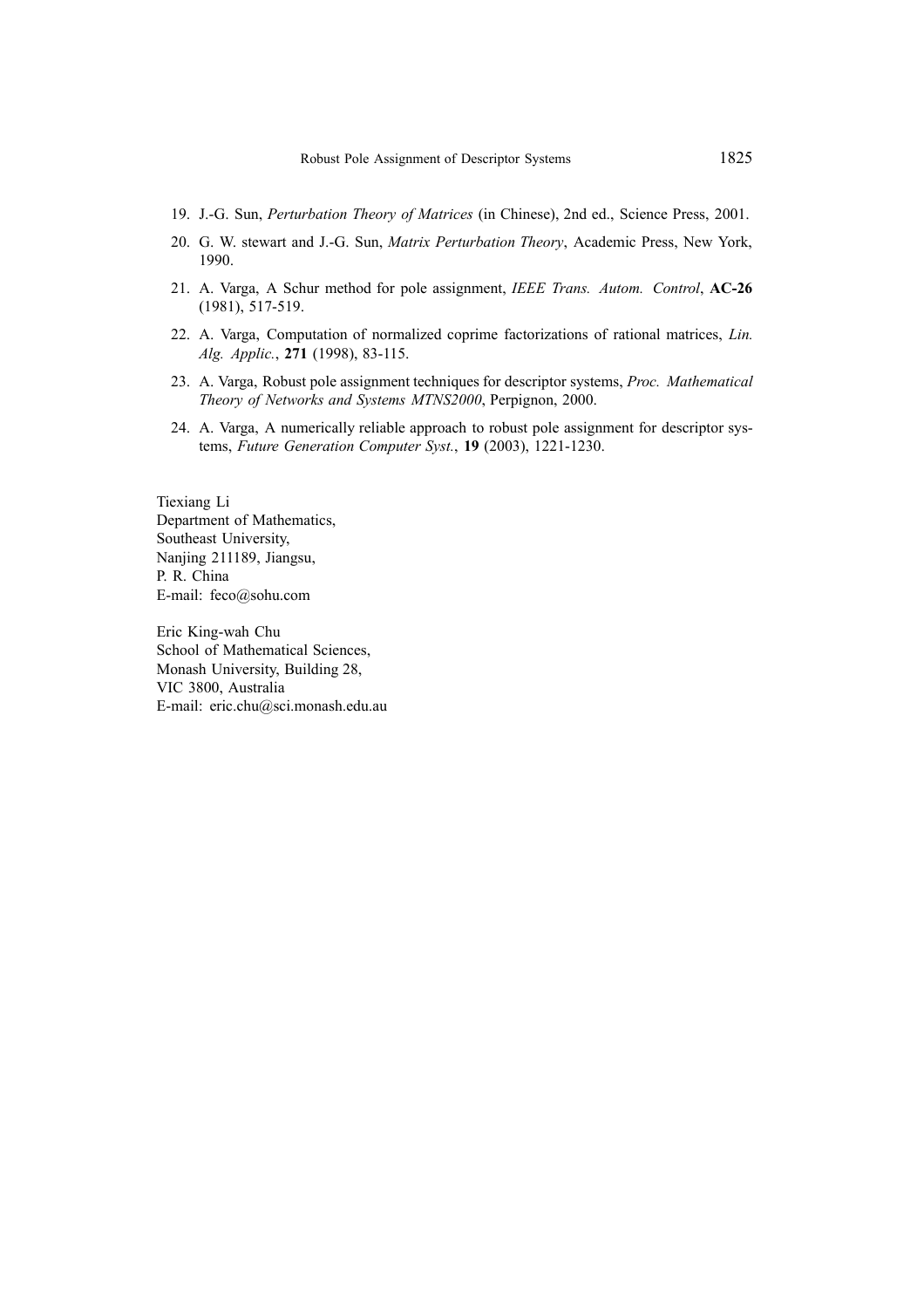19. J.-G. Sun, *Perturbation Theory of Matrices* (in Chinese), 2nd ed., Science Press, 2001.

20. G. W. stewart and J.-G. Sun, *Matrix Perturbation Theory*, Academic Press, New York, 1990.

21. A. Varga, A Schur method for pole assignment, *IEEE Trans. Autom. Control*, **AC-26** (1981), 517-519.

22. A. Varga, Computation of normalized coprime factorizations of rational matrices, *Lin. Alg. Applic.*, **271** (1998), 83-115.

23. A. Varga, Robust pole assignment techniques for descriptor systems, *Proc. Mathematical Theory of Networks and Systems MTNS2000*, Perpignon, 2000.

24. A. Varga, A numerically reliable approach to robust pole assignment for descriptor systems, *Future Generation Computer Syst.*, **19** (2003), 1221-1230.

Tiexiang Li
Department of Mathematics,
Southeast University,
Nanjing 211189, Jiangsu,
P. R. China
E-mail: feco@sohu.com

Eric King-wah Chu
School of Mathematical Sciences,
Monash University, Building 28,
VIC 3800, Australia
E-mail: eric.chu@sci.monash.edu.au